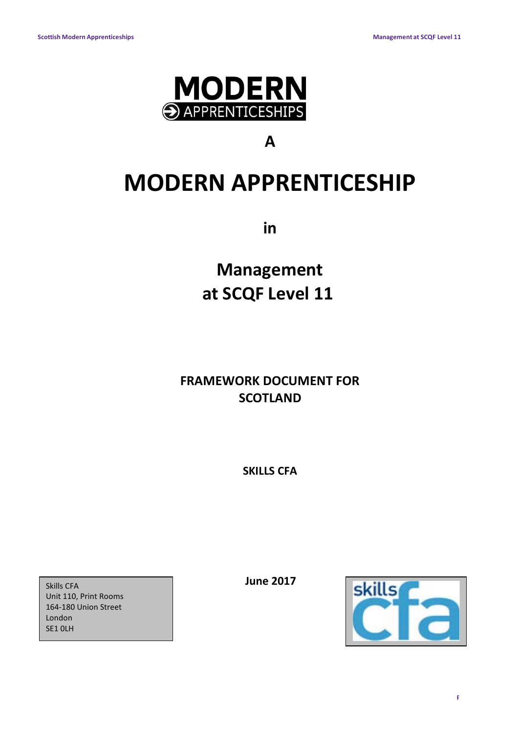**MODERN APPRENTICESHIPS**

**A**

# MODERN APPRENTICESHIP

**in**

## Management at SCQF Level 11

**FRAMEWORK DOCUMENT FOR SCOTLAND**

**SKILLS CFA**

Skills CFA
Unit 110, Print Rooms
164-180 Union Street
London
SE1 0LH

**June 2017**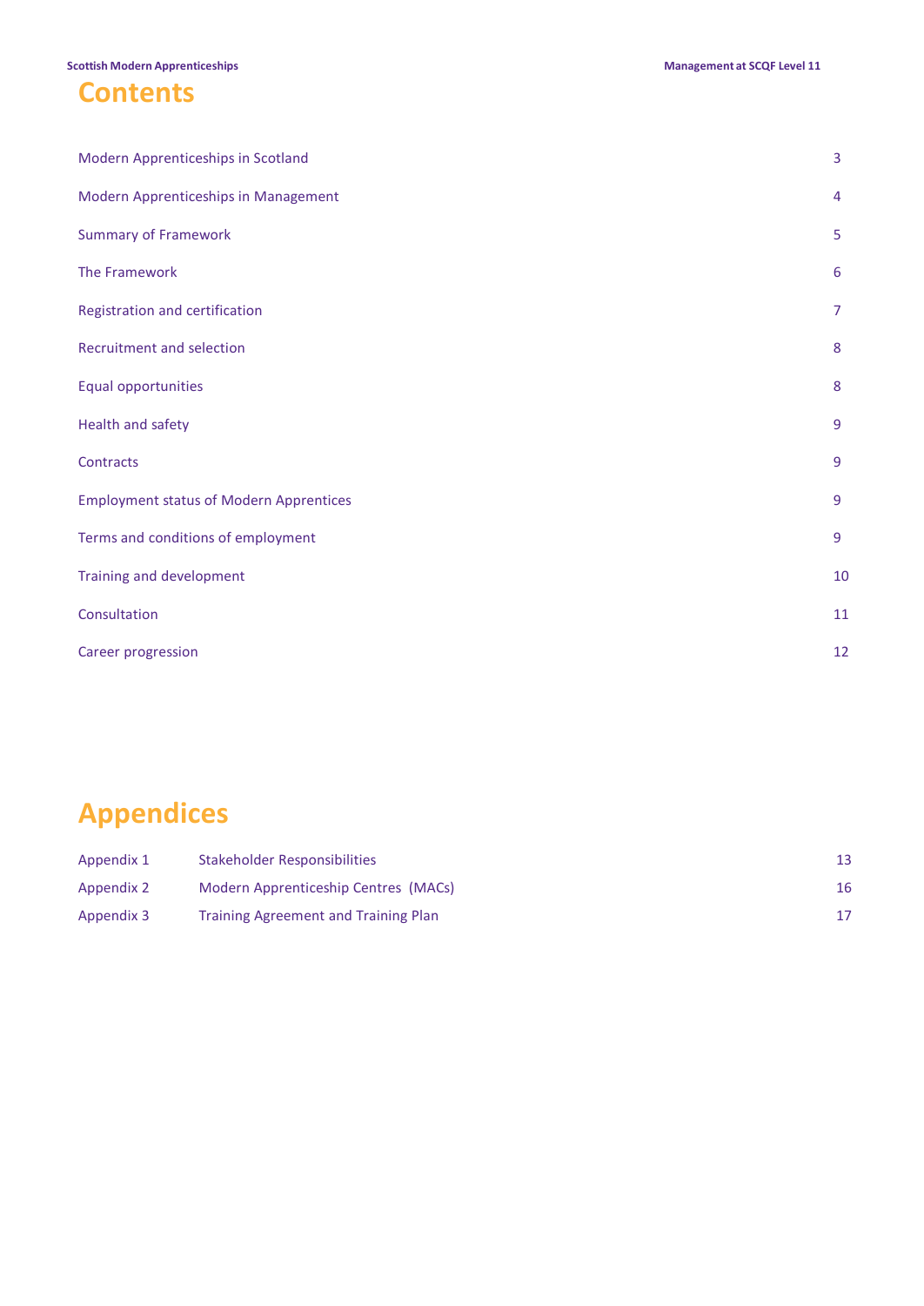# Contents

| | |
|---|---|
| Modern Apprenticeships in Scotland | 3 |
| Modern Apprenticeships in Management | 4 |
| Summary of Framework | 5 |
| The Framework | 6 |
| Registration and certification | 7 |
| Recruitment and selection | 8 |
| Equal opportunities | 8 |
| Health and safety | 9 |
| Contracts | 9 |
| Employment status of Modern Apprentices | 9 |
| Terms and conditions of employment | 9 |
| Training and development | 10 |
| Consultation | 11 |
| Career progression | 12 |

# Appendices

| | | |
|---|---|---|
| Appendix 1 | Stakeholder Responsibilities | 13 |
| Appendix 2 | Modern Apprenticeship Centres (MACs) | 16 |
| Appendix 3 | Training Agreement and Training Plan | 17 |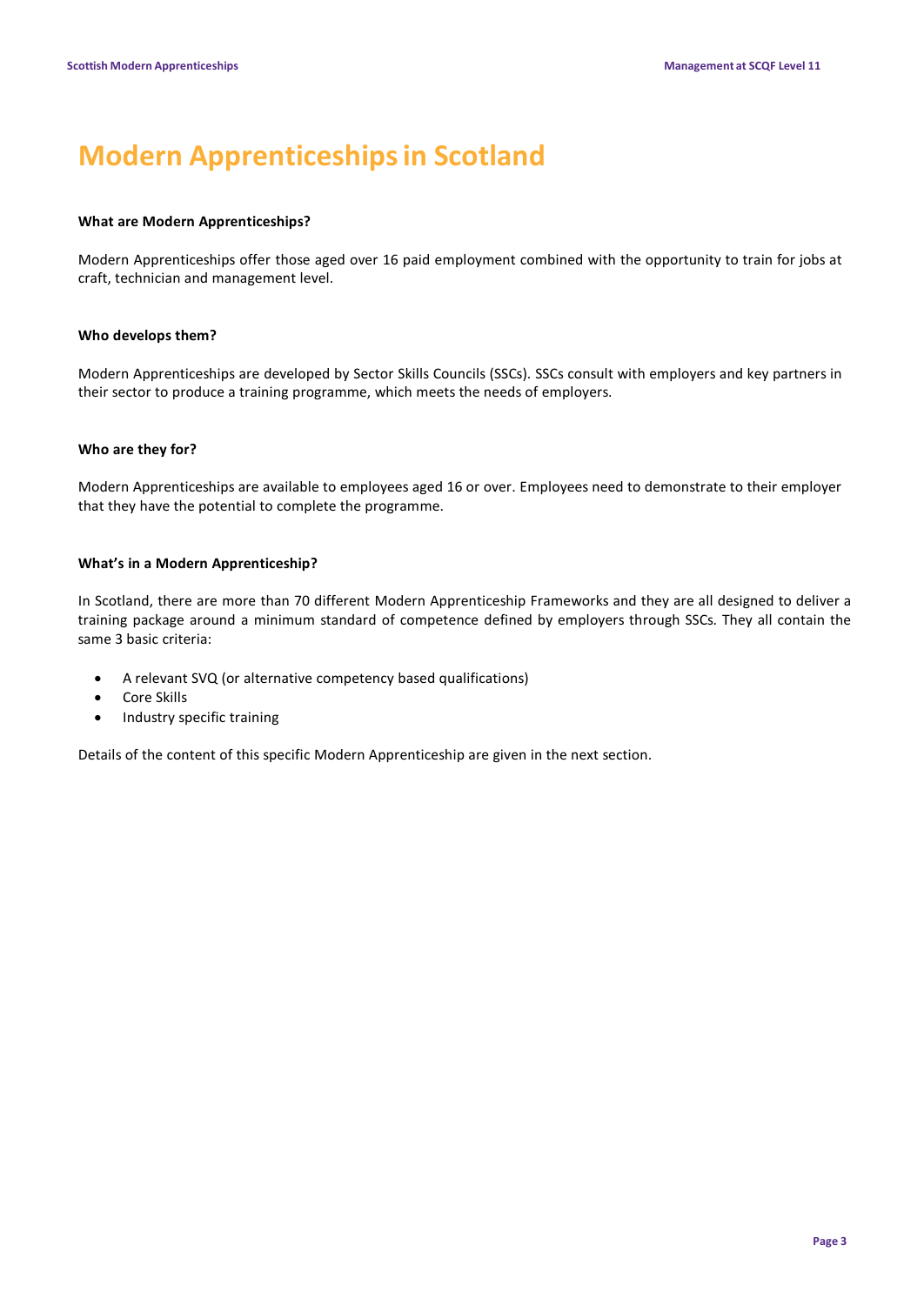# Modern Apprenticeships in Scotland

**What are Modern Apprenticeships?**

Modern Apprenticeships offer those aged over 16 paid employment combined with the opportunity to train for jobs at craft, technician and management level.

**Who develops them?**

Modern Apprenticeships are developed by Sector Skills Councils (SSCs). SSCs consult with employers and key partners in their sector to produce a training programme, which meets the needs of employers.

**Who are they for?**

Modern Apprenticeships are available to employees aged 16 or over. Employees need to demonstrate to their employer that they have the potential to complete the programme.

**What's in a Modern Apprenticeship?**

In Scotland, there are more than 70 different Modern Apprenticeship Frameworks and they are all designed to deliver a training package around a minimum standard of competence defined by employers through SSCs. They all contain the same 3 basic criteria:

- A relevant SVQ (or alternative competency based qualifications)
- Core Skills
- Industry specific training

Details of the content of this specific Modern Apprenticeship are given in the next section.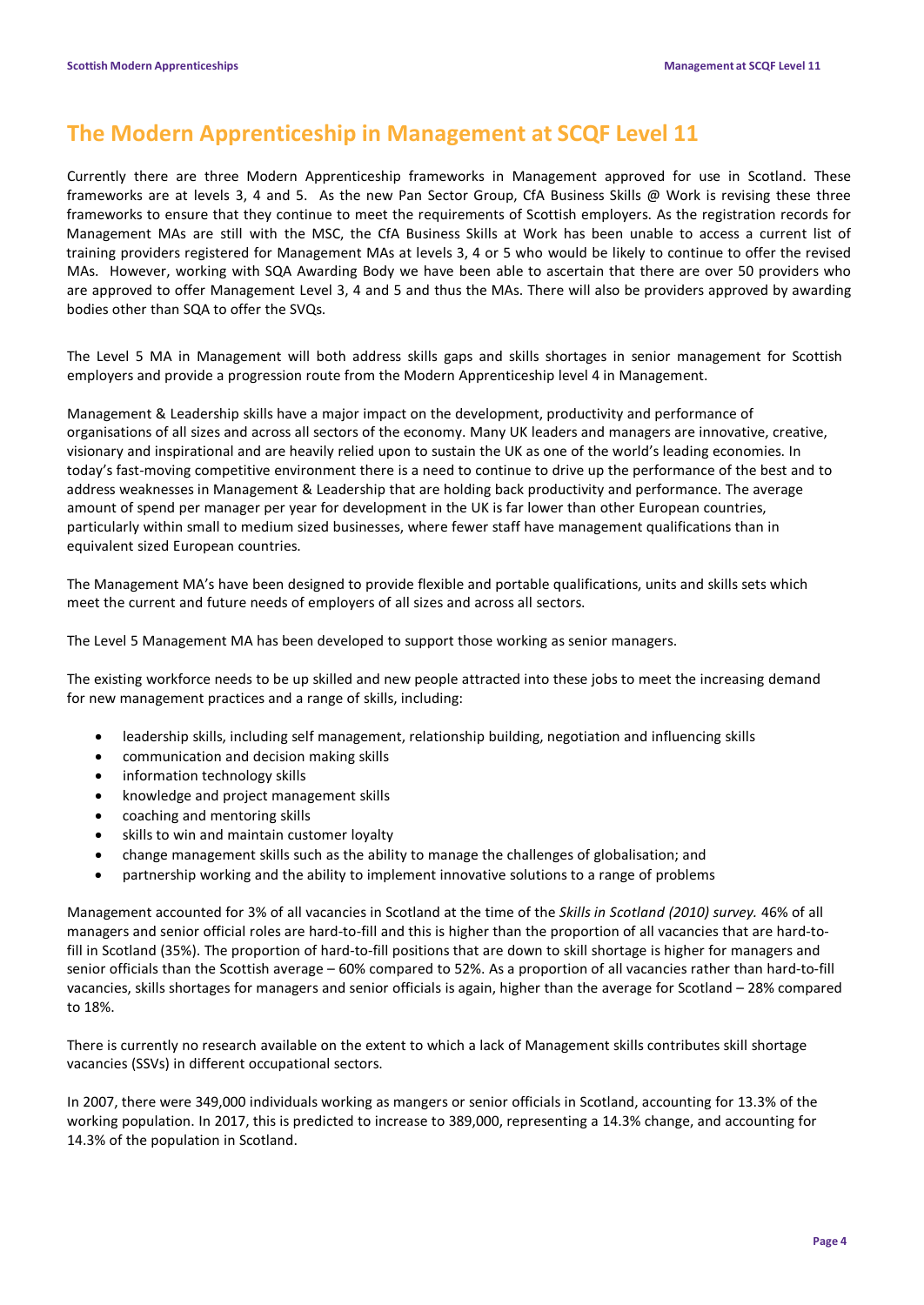## The Modern Apprenticeship in Management at SCQF Level 11

Currently there are three Modern Apprenticeship frameworks in Management approved for use in Scotland. These frameworks are at levels 3, 4 and 5. As the new Pan Sector Group, CfA Business Skills @ Work is revising these three frameworks to ensure that they continue to meet the requirements of Scottish employers. As the registration records for Management MAs are still with the MSC, the CfA Business Skills at Work has been unable to access a current list of training providers registered for Management MAs at levels 3, 4 or 5 who would be likely to continue to offer the revised MAs. However, working with SQA Awarding Body we have been able to ascertain that there are over 50 providers who are approved to offer Management Level 3, 4 and 5 and thus the MAs. There will also be providers approved by awarding bodies other than SQA to offer the SVQs.

The Level 5 MA in Management will both address skills gaps and skills shortages in senior management for Scottish employers and provide a progression route from the Modern Apprenticeship level 4 in Management.

Management & Leadership skills have a major impact on the development, productivity and performance of organisations of all sizes and across all sectors of the economy. Many UK leaders and managers are innovative, creative, visionary and inspirational and are heavily relied upon to sustain the UK as one of the world's leading economies. In today's fast-moving competitive environment there is a need to continue to drive up the performance of the best and to address weaknesses in Management & Leadership that are holding back productivity and performance. The average amount of spend per manager per year for development in the UK is far lower than other European countries, particularly within small to medium sized businesses, where fewer staff have management qualifications than in equivalent sized European countries.

The Management MA's have been designed to provide flexible and portable qualifications, units and skills sets which meet the current and future needs of employers of all sizes and across all sectors.

The Level 5 Management MA has been developed to support those working as senior managers.

The existing workforce needs to be up skilled and new people attracted into these jobs to meet the increasing demand for new management practices and a range of skills, including:

- leadership skills, including self management, relationship building, negotiation and influencing skills
- communication and decision making skills
- information technology skills
- knowledge and project management skills
- coaching and mentoring skills
- skills to win and maintain customer loyalty
- change management skills such as the ability to manage the challenges of globalisation; and
- partnership working and the ability to implement innovative solutions to a range of problems

Management accounted for 3% of all vacancies in Scotland at the time of the *Skills in Scotland (2010) survey.* 46% of all managers and senior official roles are hard-to-fill and this is higher than the proportion of all vacancies that are hard-to-fill in Scotland (35%). The proportion of hard-to-fill positions that are down to skill shortage is higher for managers and senior officials than the Scottish average – 60% compared to 52%. As a proportion of all vacancies rather than hard-to-fill vacancies, skills shortages for managers and senior officials is again, higher than the average for Scotland – 28% compared to 18%.

There is currently no research available on the extent to which a lack of Management skills contributes skill shortage vacancies (SSVs) in different occupational sectors.

In 2007, there were 349,000 individuals working as mangers or senior officials in Scotland, accounting for 13.3% of the working population. In 2017, this is predicted to increase to 389,000, representing a 14.3% change, and accounting for 14.3% of the population in Scotland.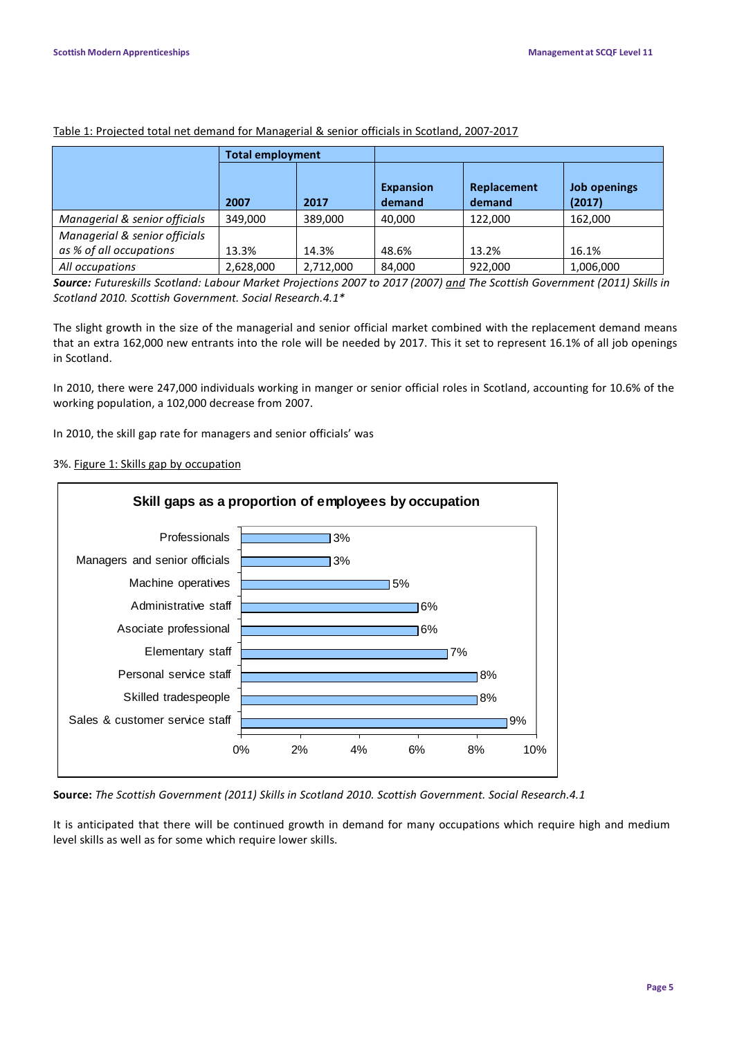Table 1: Projected total net demand for Managerial & senior officials in Scotland, 2007-2017

| | Total employment | | | | |
|---|---|---|---|---|---|
| | 2007 | 2017 | Expansion demand | Replacement demand | Job openings (2017) |
| *Managerial & senior officials* | 349,000 | 389,000 | 40,000 | 122,000 | 162,000 |
| *Managerial & senior officials as % of all occupations* | 13.3% | 14.3% | 48.6% | 13.2% | 16.1% |
| *All occupations* | 2,628,000 | 2,712,000 | 84,000 | 922,000 | 1,006,000 |

***Source:*** *Futureskills Scotland: Labour Market Projections 2007 to 2017 (2007) and The Scottish Government (2011) Skills in Scotland 2010. Scottish Government. Social Research.4.1**

The slight growth in the size of the managerial and senior official market combined with the replacement demand means that an extra 162,000 new entrants into the role will be needed by 2017. This it set to represent 16.1% of all job openings in Scotland.

In 2010, there were 247,000 individuals working in manger or senior official roles in Scotland, accounting for 10.6% of the working population, a 102,000 decrease from 2007.

In 2010, the skill gap rate for managers and senior officials' was

3%. Figure 1: Skills gap by occupation

**Skill gaps as a proportion of employees by occupation**

| Occupation | Skill gap |
|---|---|
| Professionals | 3% |
| Managers and senior officials | 3% |
| Machine operatives | 5% |
| Administrative staff | 6% |
| Asociate professional | 6% |
| Elementary staff | 7% |
| Personal service staff | 8% |
| Skilled tradespeople | 8% |
| Sales & customer service staff | 9% |

**Source:** *The Scottish Government (2011) Skills in Scotland 2010. Scottish Government. Social Research.4.1*

It is anticipated that there will be continued growth in demand for many occupations which require high and medium level skills as well as for some which require lower skills.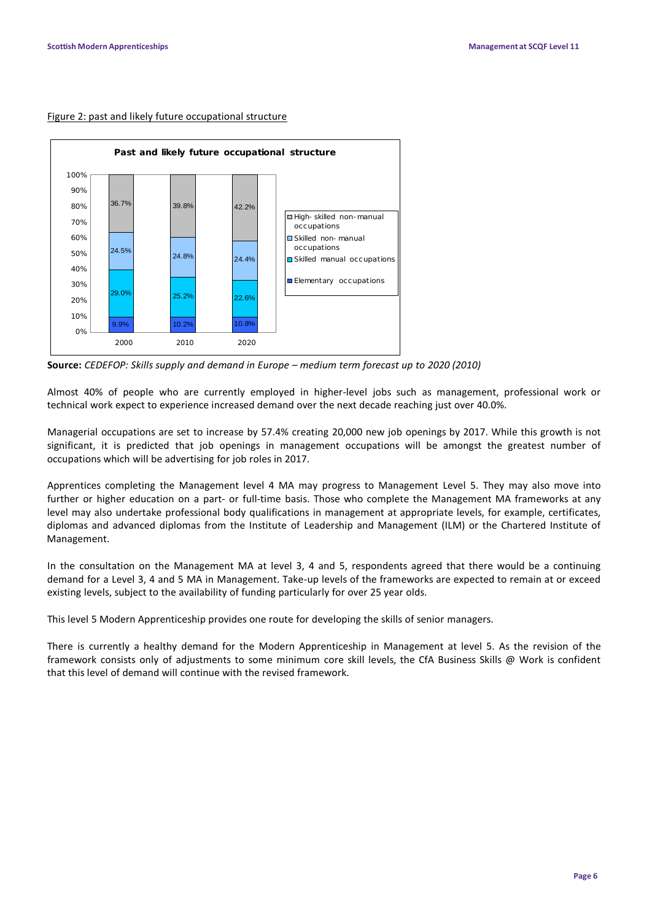Figure 2: past and likely future occupational structure

**Past and likely future occupational structure**

| | 2000 | 2010 | 2020 |
|---|---|---|---|
| High-skilled non-manual occupations | 36.7% | 39.8% | 42.2% |
| Skilled non-manual occupations | 24.5% | 24.8% | 24.4% |
| Skilled manual occupations | 29.0% | 25.2% | 22.6% |
| Elementary occupations | 9.9% | 10.2% | 10.8% |

**Source:** *CEDEFOP: Skills supply and demand in Europe – medium term forecast up to 2020 (2010)*

Almost 40% of people who are currently employed in higher-level jobs such as management, professional work or technical work expect to experience increased demand over the next decade reaching just over 40.0%.

Managerial occupations are set to increase by 57.4% creating 20,000 new job openings by 2017. While this growth is not significant, it is predicted that job openings in management occupations will be amongst the greatest number of occupations which will be advertising for job roles in 2017.

Apprentices completing the Management level 4 MA may progress to Management Level 5. They may also move into further or higher education on a part- or full-time basis. Those who complete the Management MA frameworks at any level may also undertake professional body qualifications in management at appropriate levels, for example, certificates, diplomas and advanced diplomas from the Institute of Leadership and Management (ILM) or the Chartered Institute of Management.

In the consultation on the Management MA at level 3, 4 and 5, respondents agreed that there would be a continuing demand for a Level 3, 4 and 5 MA in Management. Take-up levels of the frameworks are expected to remain at or exceed existing levels, subject to the availability of funding particularly for over 25 year olds.

This level 5 Modern Apprenticeship provides one route for developing the skills of senior managers.

There is currently a healthy demand for the Modern Apprenticeship in Management at level 5. As the revision of the framework consists only of adjustments to some minimum core skill levels, the CfA Business Skills @ Work is confident that this level of demand will continue with the revised framework.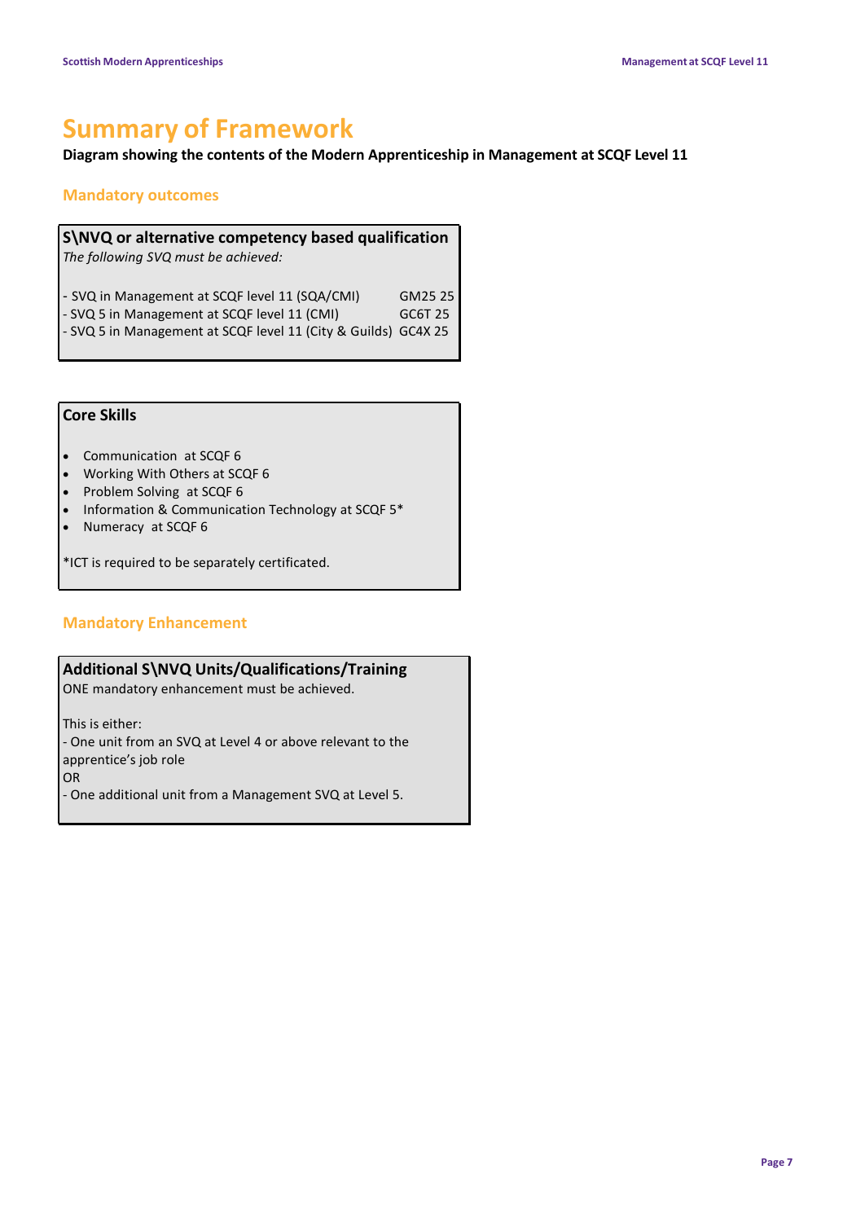# Summary of Framework

**Diagram showing the contents of the Modern Apprenticeship in Management at SCQF Level 11**

## Mandatory outcomes

### S\NVQ or alternative competency based qualification

*The following SVQ must be achieved:*

| | |
|---|---|
| - SVQ in Management at SCQF level 11 (SQA/CMI) | GM25 25 |
| - SVQ 5 in Management at SCQF level 11 (CMI) | GC6T 25 |
| - SVQ 5 in Management at SCQF level 11 (City & Guilds) | GC4X 25 |

### Core Skills

- Communication at SCQF 6
- Working With Others at SCQF 6
- Problem Solving at SCQF 6
- Information & Communication Technology at SCQF 5*
- Numeracy at SCQF 6

*ICT is required to be separately certificated.

## Mandatory Enhancement

### Additional S\NVQ Units/Qualifications/Training

ONE mandatory enhancement must be achieved.

This is either:
- One unit from an SVQ at Level 4 or above relevant to the apprentice's job role

OR
- One additional unit from a Management SVQ at Level 5.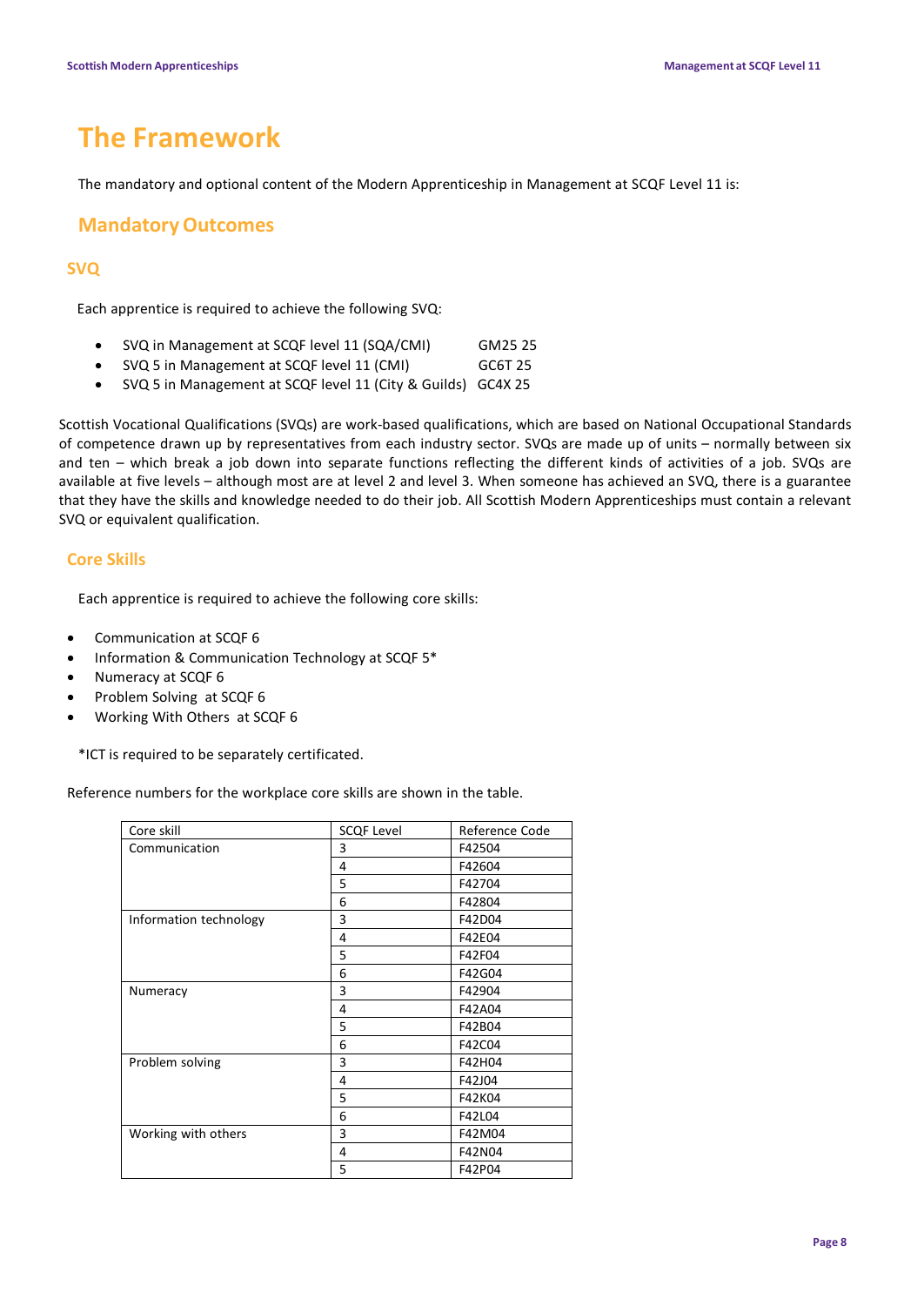# The Framework

The mandatory and optional content of the Modern Apprenticeship in Management at SCQF Level 11 is:

## Mandatory Outcomes

### SVQ

Each apprentice is required to achieve the following SVQ:

- SVQ in Management at SCQF level 11 (SQA/CMI) GM25 25
- SVQ 5 in Management at SCQF level 11 (CMI) GC6T 25
- SVQ 5 in Management at SCQF level 11 (City & Guilds) GC4X 25

Scottish Vocational Qualifications (SVQs) are work-based qualifications, which are based on National Occupational Standards of competence drawn up by representatives from each industry sector. SVQs are made up of units – normally between six and ten – which break a job down into separate functions reflecting the different kinds of activities of a job. SVQs are available at five levels – although most are at level 2 and level 3. When someone has achieved an SVQ, there is a guarantee that they have the skills and knowledge needed to do their job. All Scottish Modern Apprenticeships must contain a relevant SVQ or equivalent qualification.

### Core Skills

Each apprentice is required to achieve the following core skills:

- Communication at SCQF 6
- Information & Communication Technology at SCQF 5*
- Numeracy at SCQF 6
- Problem Solving at SCQF 6
- Working With Others at SCQF 6

*ICT is required to be separately certificated.

Reference numbers for the workplace core skills are shown in the table.

| Core skill | SCQF Level | Reference Code |
|---|---|---|
| Communication | 3 | F42504 |
| | 4 | F42604 |
| | 5 | F42704 |
| | 6 | F42804 |
| Information technology | 3 | F42D04 |
| | 4 | F42E04 |
| | 5 | F42F04 |
| | 6 | F42G04 |
| Numeracy | 3 | F42904 |
| | 4 | F42A04 |
| | 5 | F42B04 |
| | 6 | F42C04 |
| Problem solving | 3 | F42H04 |
| | 4 | F42J04 |
| | 5 | F42K04 |
| | 6 | F42L04 |
| Working with others | 3 | F42M04 |
| | 4 | F42N04 |
| | 5 | F42P04 |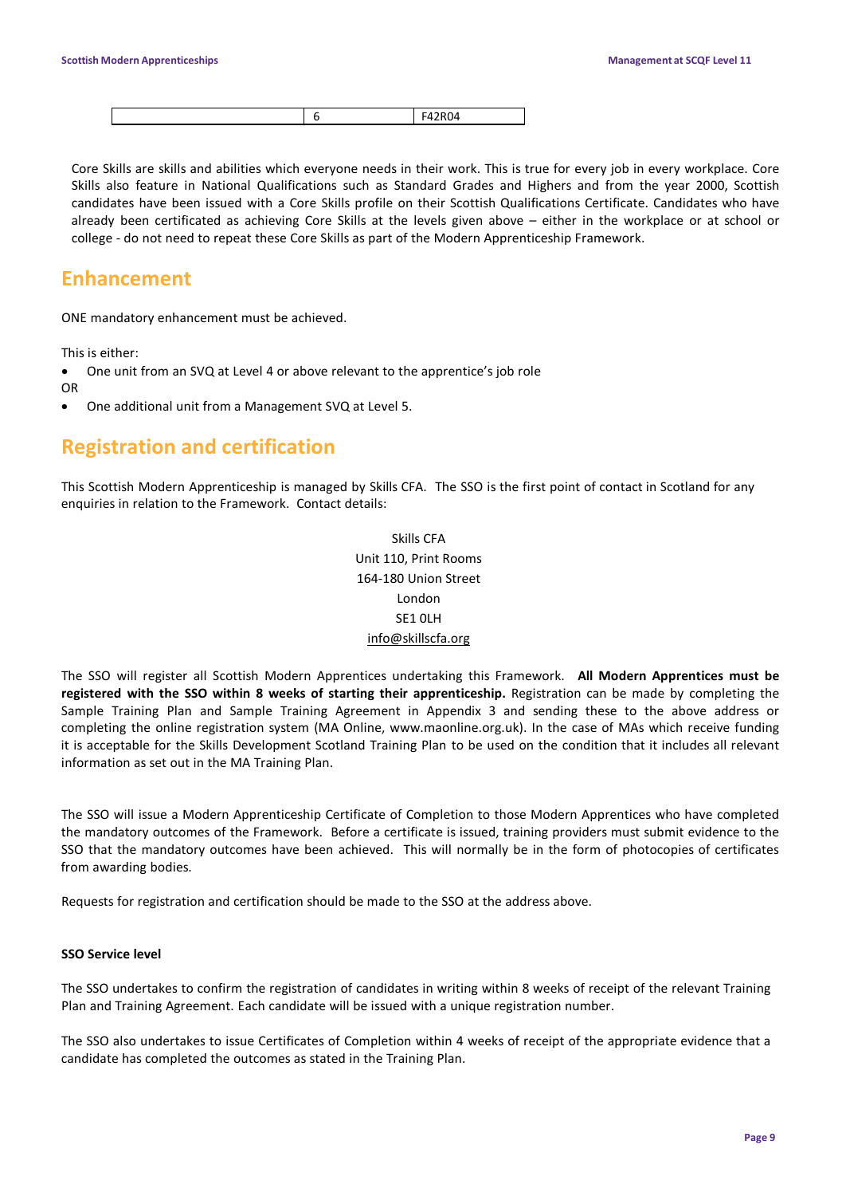|  | 6 | F42R04 |
|---|---|---|

Core Skills are skills and abilities which everyone needs in their work. This is true for every job in every workplace. Core Skills also feature in National Qualifications such as Standard Grades and Highers and from the year 2000, Scottish candidates have been issued with a Core Skills profile on their Scottish Qualifications Certificate. Candidates who have already been certificated as achieving Core Skills at the levels given above – either in the workplace or at school or college - do not need to repeat these Core Skills as part of the Modern Apprenticeship Framework.

## Enhancement

ONE mandatory enhancement must be achieved.

This is either:

- One unit from an SVQ at Level 4 or above relevant to the apprentice's job role

OR

- One additional unit from a Management SVQ at Level 5.

## Registration and certification

This Scottish Modern Apprenticeship is managed by Skills CFA. The SSO is the first point of contact in Scotland for any enquiries in relation to the Framework. Contact details:

Skills CFA
Unit 110, Print Rooms
164-180 Union Street
London
SE1 0LH
info@skillscfa.org

The SSO will register all Scottish Modern Apprentices undertaking this Framework. **All Modern Apprentices must be registered with the SSO within 8 weeks of starting their apprenticeship.** Registration can be made by completing the Sample Training Plan and Sample Training Agreement in Appendix 3 and sending these to the above address or completing the online registration system (MA Online, www.maonline.org.uk). In the case of MAs which receive funding it is acceptable for the Skills Development Scotland Training Plan to be used on the condition that it includes all relevant information as set out in the MA Training Plan.

The SSO will issue a Modern Apprenticeship Certificate of Completion to those Modern Apprentices who have completed the mandatory outcomes of the Framework. Before a certificate is issued, training providers must submit evidence to the SSO that the mandatory outcomes have been achieved. This will normally be in the form of photocopies of certificates from awarding bodies.

Requests for registration and certification should be made to the SSO at the address above.

**SSO Service level**

The SSO undertakes to confirm the registration of candidates in writing within 8 weeks of receipt of the relevant Training Plan and Training Agreement. Each candidate will be issued with a unique registration number.

The SSO also undertakes to issue Certificates of Completion within 4 weeks of receipt of the appropriate evidence that a candidate has completed the outcomes as stated in the Training Plan.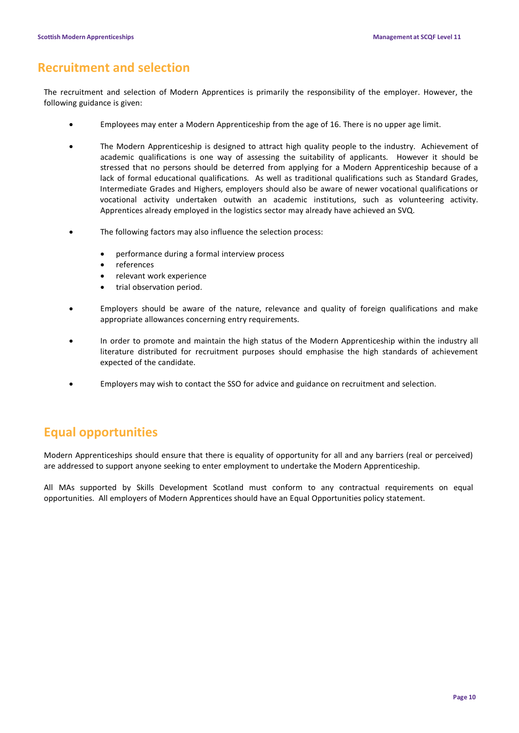## Recruitment and selection

The recruitment and selection of Modern Apprentices is primarily the responsibility of the employer. However, the following guidance is given:

- Employees may enter a Modern Apprenticeship from the age of 16. There is no upper age limit.
- The Modern Apprenticeship is designed to attract high quality people to the industry. Achievement of academic qualifications is one way of assessing the suitability of applicants. However it should be stressed that no persons should be deterred from applying for a Modern Apprenticeship because of a lack of formal educational qualifications. As well as traditional qualifications such as Standard Grades, Intermediate Grades and Highers, employers should also be aware of newer vocational qualifications or vocational activity undertaken outwith an academic institutions, such as volunteering activity. Apprentices already employed in the logistics sector may already have achieved an SVQ.
- The following factors may also influence the selection process:
  - performance during a formal interview process
  - references
  - relevant work experience
  - trial observation period.
- Employers should be aware of the nature, relevance and quality of foreign qualifications and make appropriate allowances concerning entry requirements.
- In order to promote and maintain the high status of the Modern Apprenticeship within the industry all literature distributed for recruitment purposes should emphasise the high standards of achievement expected of the candidate.
- Employers may wish to contact the SSO for advice and guidance on recruitment and selection.

## Equal opportunities

Modern Apprenticeships should ensure that there is equality of opportunity for all and any barriers (real or perceived) are addressed to support anyone seeking to enter employment to undertake the Modern Apprenticeship.

All MAs supported by Skills Development Scotland must conform to any contractual requirements on equal opportunities. All employers of Modern Apprentices should have an Equal Opportunities policy statement.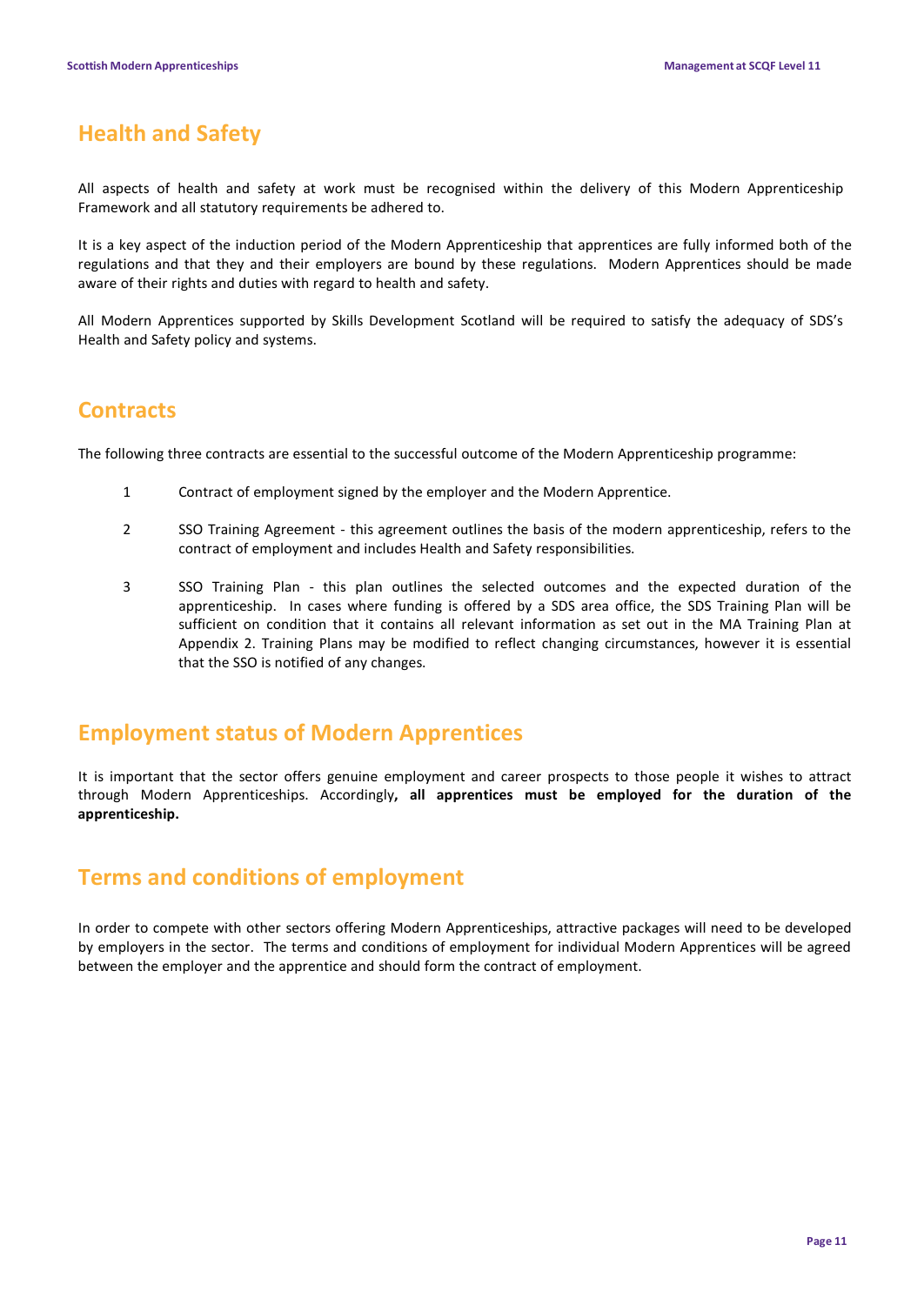## Health and Safety

All aspects of health and safety at work must be recognised within the delivery of this Modern Apprenticeship Framework and all statutory requirements be adhered to.

It is a key aspect of the induction period of the Modern Apprenticeship that apprentices are fully informed both of the regulations and that they and their employers are bound by these regulations. Modern Apprentices should be made aware of their rights and duties with regard to health and safety.

All Modern Apprentices supported by Skills Development Scotland will be required to satisfy the adequacy of SDS's Health and Safety policy and systems.

## Contracts

The following three contracts are essential to the successful outcome of the Modern Apprenticeship programme:

1. Contract of employment signed by the employer and the Modern Apprentice.

2. SSO Training Agreement - this agreement outlines the basis of the modern apprenticeship, refers to the contract of employment and includes Health and Safety responsibilities.

3. SSO Training Plan - this plan outlines the selected outcomes and the expected duration of the apprenticeship. In cases where funding is offered by a SDS area office, the SDS Training Plan will be sufficient on condition that it contains all relevant information as set out in the MA Training Plan at Appendix 2. Training Plans may be modified to reflect changing circumstances, however it is essential that the SSO is notified of any changes.

## Employment status of Modern Apprentices

It is important that the sector offers genuine employment and career prospects to those people it wishes to attract through Modern Apprenticeships. Accordingly**, all apprentices must be employed for the duration of the apprenticeship.**

## Terms and conditions of employment

In order to compete with other sectors offering Modern Apprenticeships, attractive packages will need to be developed by employers in the sector. The terms and conditions of employment for individual Modern Apprentices will be agreed between the employer and the apprentice and should form the contract of employment.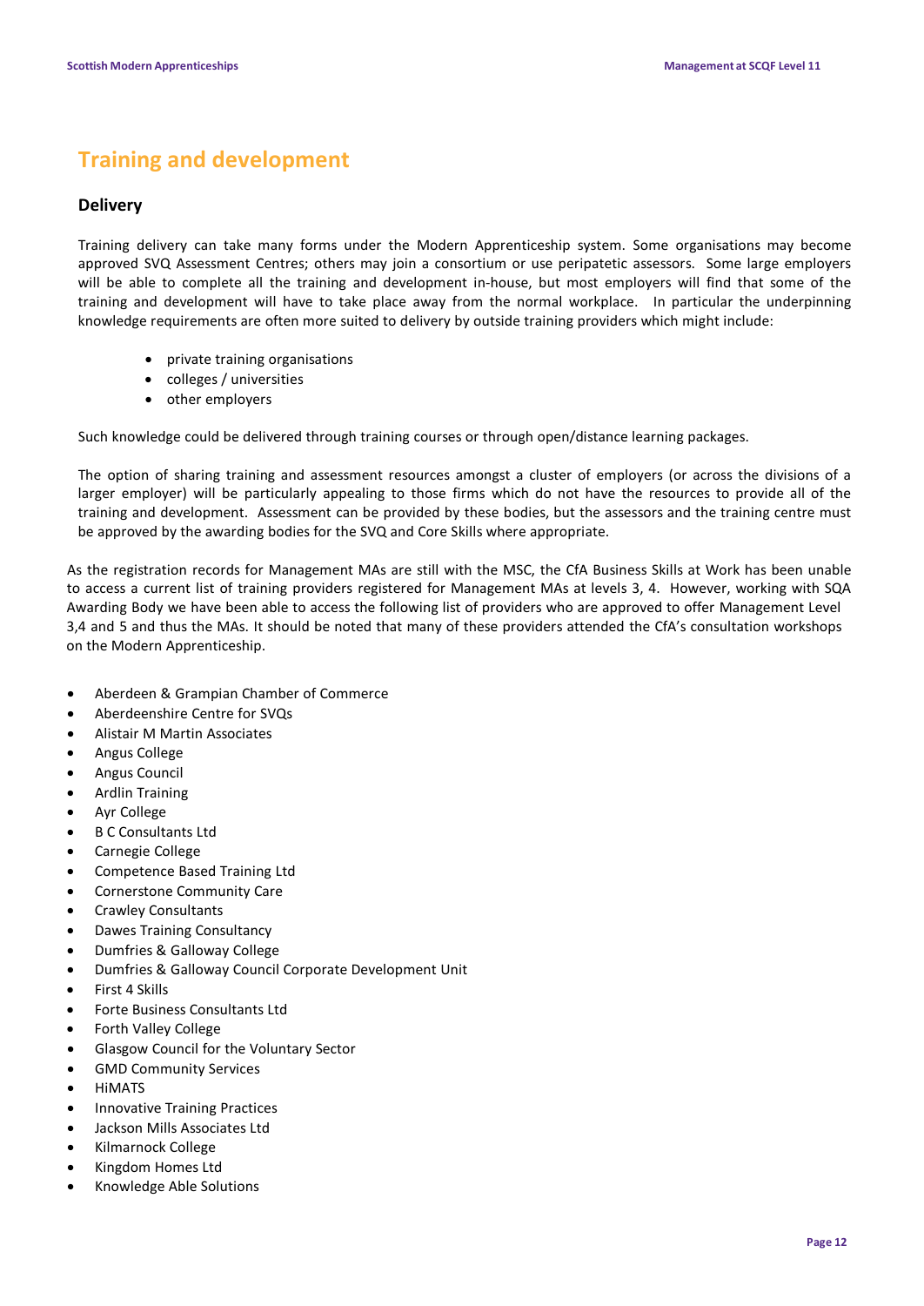## Training and development

### Delivery

Training delivery can take many forms under the Modern Apprenticeship system. Some organisations may become approved SVQ Assessment Centres; others may join a consortium or use peripatetic assessors. Some large employers will be able to complete all the training and development in-house, but most employers will find that some of the training and development will have to take place away from the normal workplace. In particular the underpinning knowledge requirements are often more suited to delivery by outside training providers which might include:

- private training organisations
- colleges / universities
- other employers

Such knowledge could be delivered through training courses or through open/distance learning packages.

The option of sharing training and assessment resources amongst a cluster of employers (or across the divisions of a larger employer) will be particularly appealing to those firms which do not have the resources to provide all of the training and development. Assessment can be provided by these bodies, but the assessors and the training centre must be approved by the awarding bodies for the SVQ and Core Skills where appropriate.

As the registration records for Management MAs are still with the MSC, the CfA Business Skills at Work has been unable to access a current list of training providers registered for Management MAs at levels 3, 4. However, working with SQA Awarding Body we have been able to access the following list of providers who are approved to offer Management Level 3,4 and 5 and thus the MAs. It should be noted that many of these providers attended the CfA's consultation workshops on the Modern Apprenticeship.

- Aberdeen & Grampian Chamber of Commerce
- Aberdeenshire Centre for SVQs
- Alistair M Martin Associates
- Angus College
- Angus Council
- Ardlin Training
- Ayr College
- B C Consultants Ltd
- Carnegie College
- Competence Based Training Ltd
- Cornerstone Community Care
- Crawley Consultants
- Dawes Training Consultancy
- Dumfries & Galloway College
- Dumfries & Galloway Council Corporate Development Unit
- First 4 Skills
- Forte Business Consultants Ltd
- Forth Valley College
- Glasgow Council for the Voluntary Sector
- GMD Community Services
- HiMATS
- Innovative Training Practices
- Jackson Mills Associates Ltd
- Kilmarnock College
- Kingdom Homes Ltd
- Knowledge Able Solutions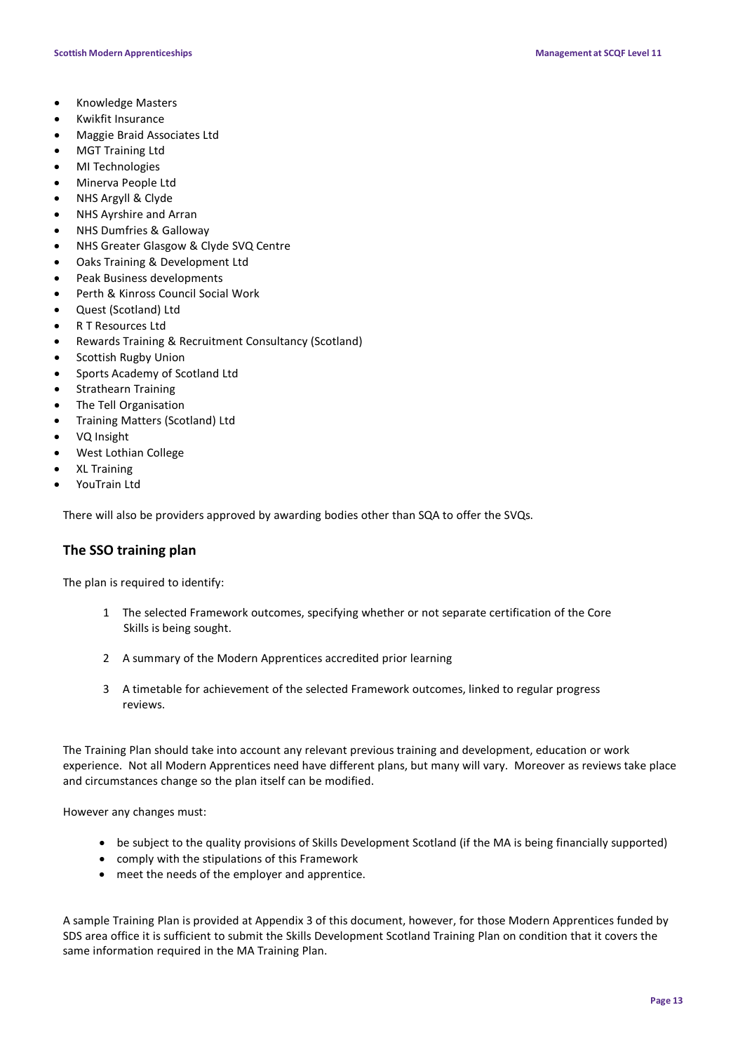- Knowledge Masters
- Kwikfit Insurance
- Maggie Braid Associates Ltd
- MGT Training Ltd
- MI Technologies
- Minerva People Ltd
- NHS Argyll & Clyde
- NHS Ayrshire and Arran
- NHS Dumfries & Galloway
- NHS Greater Glasgow & Clyde SVQ Centre
- Oaks Training & Development Ltd
- Peak Business developments
- Perth & Kinross Council Social Work
- Quest (Scotland) Ltd
- R T Resources Ltd
- Rewards Training & Recruitment Consultancy (Scotland)
- Scottish Rugby Union
- Sports Academy of Scotland Ltd
- Strathearn Training
- The Tell Organisation
- Training Matters (Scotland) Ltd
- VQ Insight
- West Lothian College
- XL Training
- YouTrain Ltd

There will also be providers approved by awarding bodies other than SQA to offer the SVQs.

## The SSO training plan

The plan is required to identify:

1. The selected Framework outcomes, specifying whether or not separate certification of the Core Skills is being sought.

2. A summary of the Modern Apprentices accredited prior learning

3. A timetable for achievement of the selected Framework outcomes, linked to regular progress reviews.

The Training Plan should take into account any relevant previous training and development, education or work experience. Not all Modern Apprentices need have different plans, but many will vary. Moreover as reviews take place and circumstances change so the plan itself can be modified.

However any changes must:

- be subject to the quality provisions of Skills Development Scotland (if the MA is being financially supported)
- comply with the stipulations of this Framework
- meet the needs of the employer and apprentice.

A sample Training Plan is provided at Appendix 3 of this document, however, for those Modern Apprentices funded by SDS area office it is sufficient to submit the Skills Development Scotland Training Plan on condition that it covers the same information required in the MA Training Plan.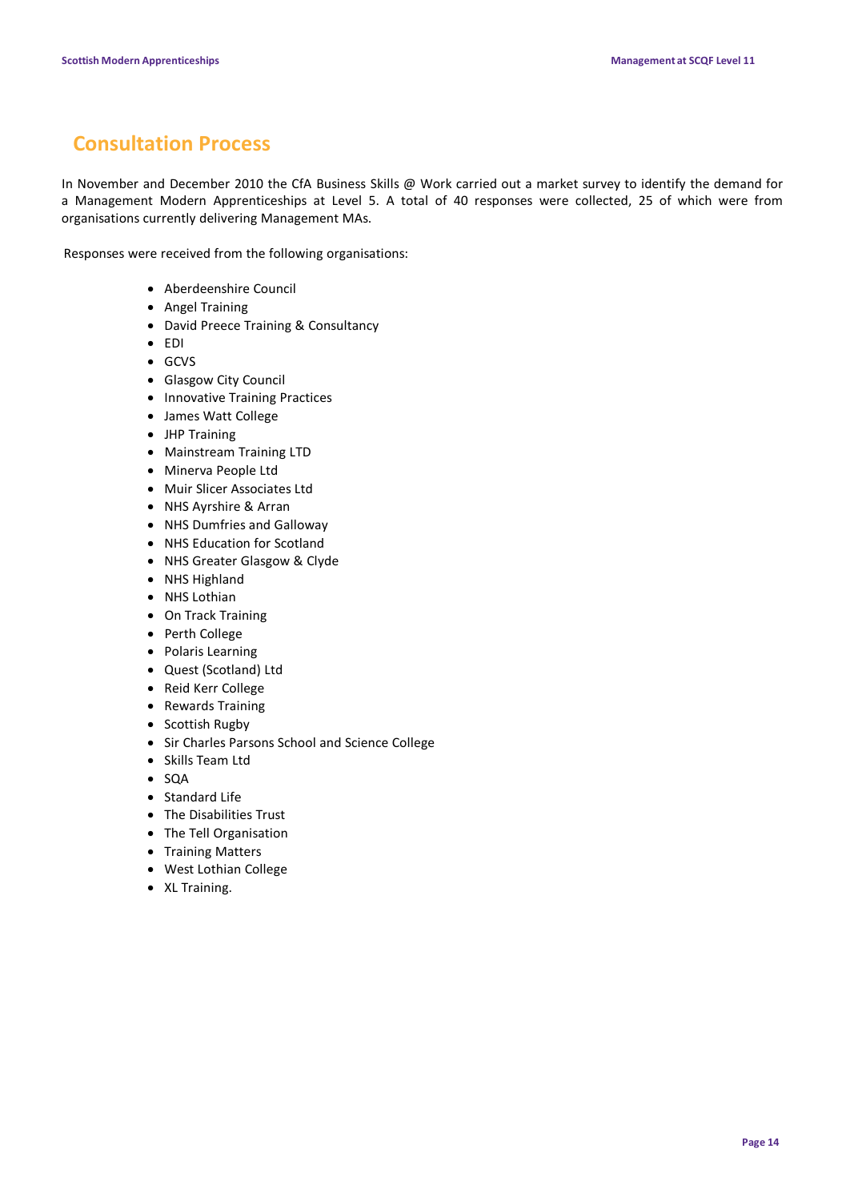## Consultation Process

In November and December 2010 the CfA Business Skills @ Work carried out a market survey to identify the demand for a Management Modern Apprenticeships at Level 5. A total of 40 responses were collected, 25 of which were from organisations currently delivering Management MAs.

Responses were received from the following organisations:

- Aberdeenshire Council
- Angel Training
- David Preece Training & Consultancy
- EDI
- GCVS
- Glasgow City Council
- Innovative Training Practices
- James Watt College
- JHP Training
- Mainstream Training LTD
- Minerva People Ltd
- Muir Slicer Associates Ltd
- NHS Ayrshire & Arran
- NHS Dumfries and Galloway
- NHS Education for Scotland
- NHS Greater Glasgow & Clyde
- NHS Highland
- NHS Lothian
- On Track Training
- Perth College
- Polaris Learning
- Quest (Scotland) Ltd
- Reid Kerr College
- Rewards Training
- Scottish Rugby
- Sir Charles Parsons School and Science College
- Skills Team Ltd
- SQA
- Standard Life
- The Disabilities Trust
- The Tell Organisation
- Training Matters
- West Lothian College
- XL Training.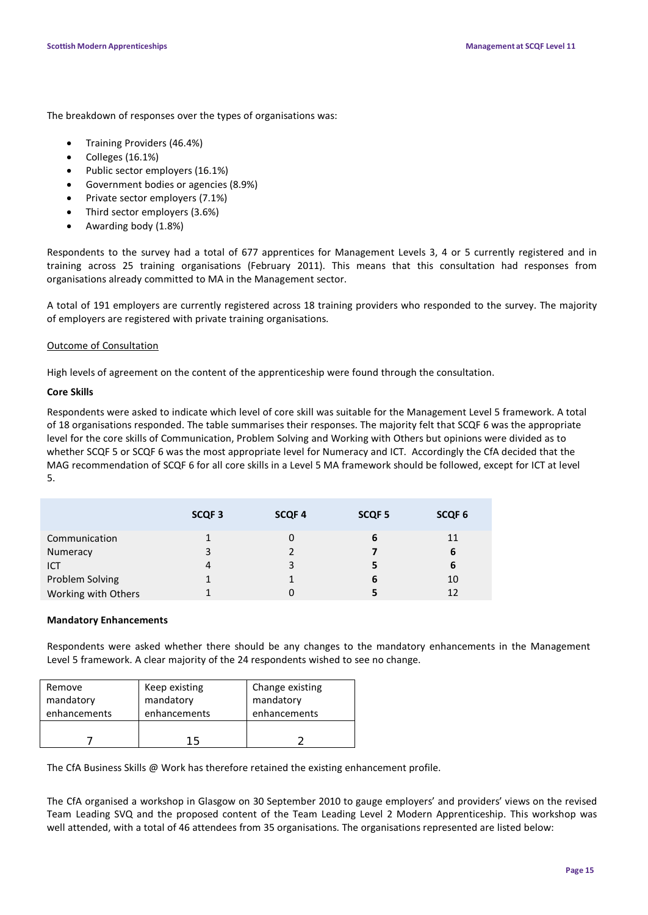The breakdown of responses over the types of organisations was:

- Training Providers (46.4%)
- Colleges (16.1%)
- Public sector employers (16.1%)
- Government bodies or agencies (8.9%)
- Private sector employers (7.1%)
- Third sector employers (3.6%)
- Awarding body (1.8%)

Respondents to the survey had a total of 677 apprentices for Management Levels 3, 4 or 5 currently registered and in training across 25 training organisations (February 2011). This means that this consultation had responses from organisations already committed to MA in the Management sector.

A total of 191 employers are currently registered across 18 training providers who responded to the survey. The majority of employers are registered with private training organisations.

Outcome of Consultation

High levels of agreement on the content of the apprenticeship were found through the consultation.

**Core Skills**

Respondents were asked to indicate which level of core skill was suitable for the Management Level 5 framework. A total of 18 organisations responded. The table summarises their responses. The majority felt that SCQF 6 was the appropriate level for the core skills of Communication, Problem Solving and Working with Others but opinions were divided as to whether SCQF 5 or SCQF 6 was the most appropriate level for Numeracy and ICT. Accordingly the CfA decided that the MAG recommendation of SCQF 6 for all core skills in a Level 5 MA framework should be followed, except for ICT at level 5.

| | SCQF 3 | SCQF 4 | SCQF 5 | SCQF 6 |
|---|---|---|---|---|
| Communication | 1 | 0 | **6** | 11 |
| Numeracy | 3 | 2 | **7** | **6** |
| ICT | 4 | 3 | **5** | **6** |
| Problem Solving | 1 | 1 | **6** | 10 |
| Working with Others | 1 | 0 | **5** | 12 |

**Mandatory Enhancements**

Respondents were asked whether there should be any changes to the mandatory enhancements in the Management Level 5 framework. A clear majority of the 24 respondents wished to see no change.

| Remove mandatory enhancements | Keep existing mandatory enhancements | Change existing mandatory enhancements |
|---|---|---|
| 7 | 15 | 2 |

The CfA Business Skills @ Work has therefore retained the existing enhancement profile.

The CfA organised a workshop in Glasgow on 30 September 2010 to gauge employers' and providers' views on the revised Team Leading SVQ and the proposed content of the Team Leading Level 2 Modern Apprenticeship. This workshop was well attended, with a total of 46 attendees from 35 organisations. The organisations represented are listed below: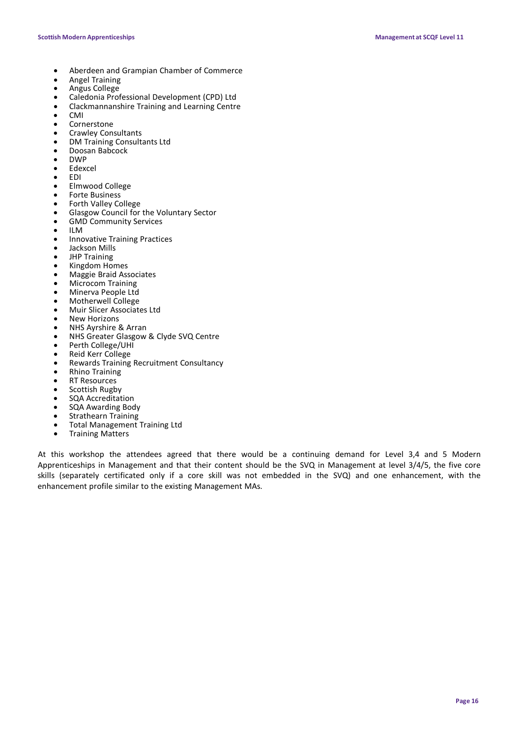- Aberdeen and Grampian Chamber of Commerce
- Angel Training
- Angus College
- Caledonia Professional Development (CPD) Ltd
- Clackmannanshire Training and Learning Centre
- CMI
- Cornerstone
- Crawley Consultants
- DM Training Consultants Ltd
- Doosan Babcock
- DWP
- Edexcel
- EDI
- Elmwood College
- Forte Business
- Forth Valley College
- Glasgow Council for the Voluntary Sector
- GMD Community Services
- ILM
- Innovative Training Practices
- Jackson Mills
- JHP Training
- Kingdom Homes
- Maggie Braid Associates
- Microcom Training
- Minerva People Ltd
- Motherwell College
- Muir Slicer Associates Ltd
- New Horizons
- NHS Ayrshire & Arran
- NHS Greater Glasgow & Clyde SVQ Centre
- Perth College/UHI
- Reid Kerr College
- Rewards Training Recruitment Consultancy
- Rhino Training
- RT Resources
- Scottish Rugby
- SQA Accreditation
- SQA Awarding Body
- Strathearn Training
- Total Management Training Ltd
- Training Matters

At this workshop the attendees agreed that there would be a continuing demand for Level 3,4 and 5 Modern Apprenticeships in Management and that their content should be the SVQ in Management at level 3/4/5, the five core skills (separately certificated only if a core skill was not embedded in the SVQ) and one enhancement, with the enhancement profile similar to the existing Management MAs.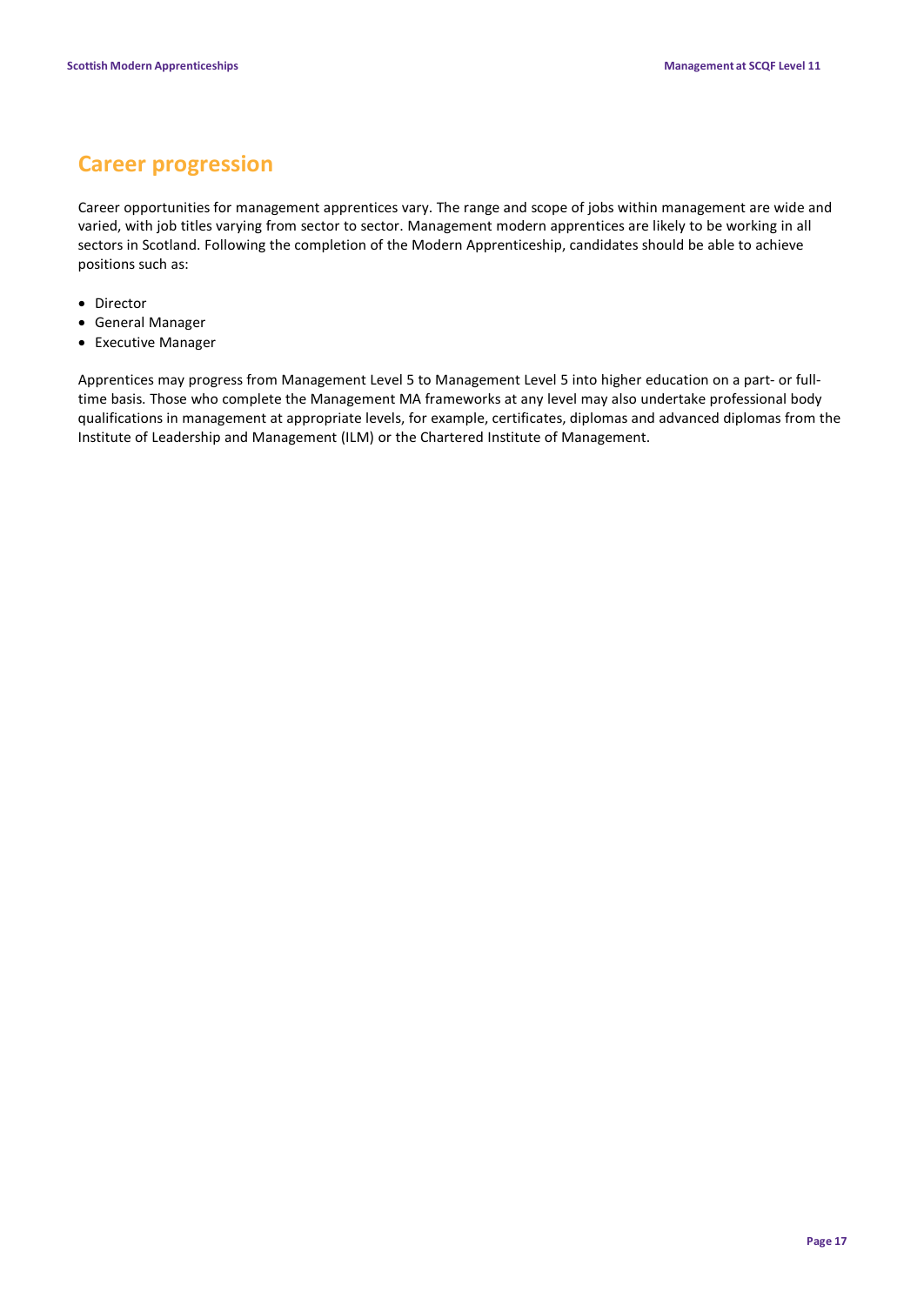## Career progression

Career opportunities for management apprentices vary. The range and scope of jobs within management are wide and varied, with job titles varying from sector to sector. Management modern apprentices are likely to be working in all sectors in Scotland. Following the completion of the Modern Apprenticeship, candidates should be able to achieve positions such as:

- Director
- General Manager
- Executive Manager

Apprentices may progress from Management Level 5 to Management Level 5 into higher education on a part- or full-time basis. Those who complete the Management MA frameworks at any level may also undertake professional body qualifications in management at appropriate levels, for example, certificates, diplomas and advanced diplomas from the Institute of Leadership and Management (ILM) or the Chartered Institute of Management.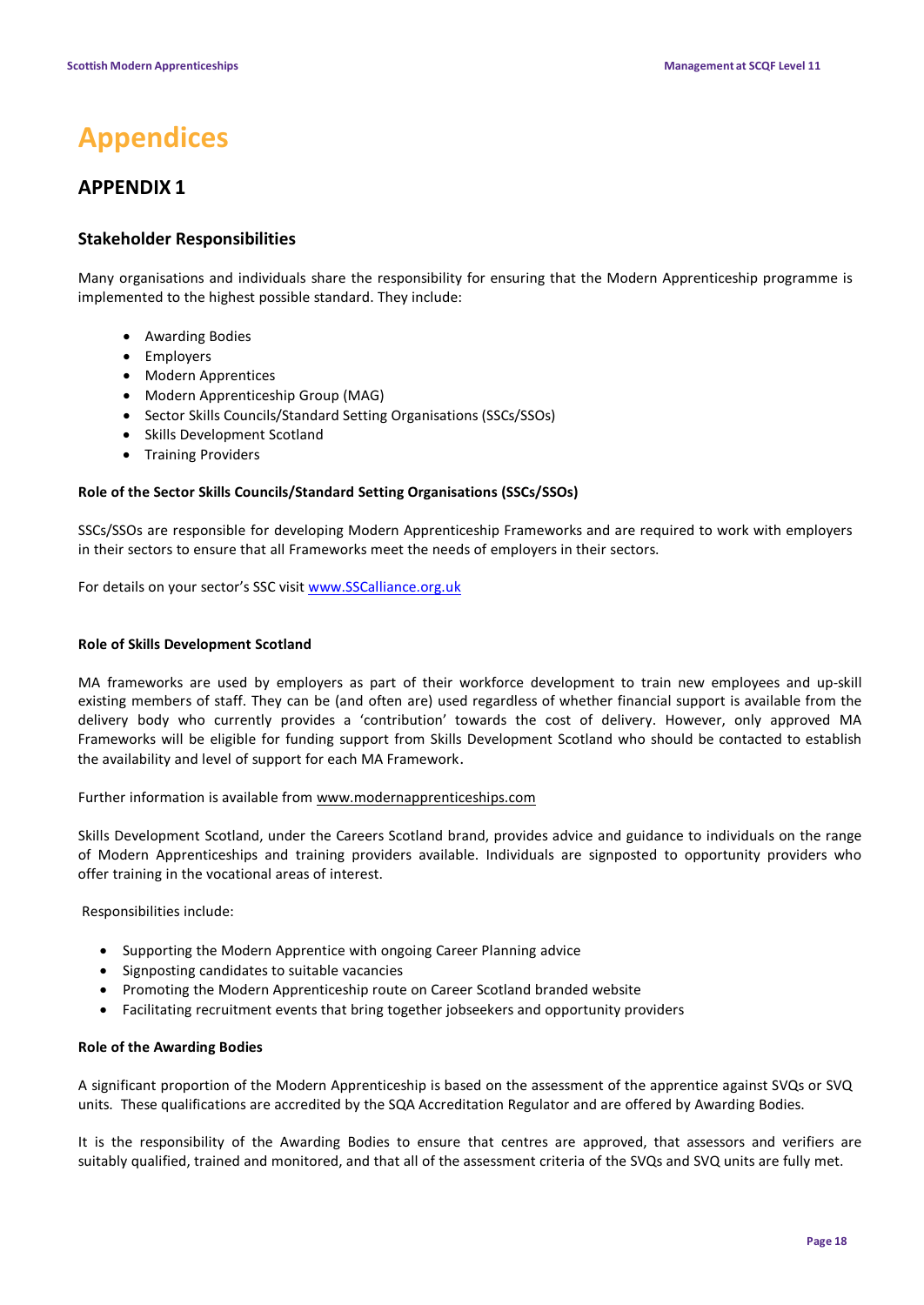# Appendices

## APPENDIX 1

### Stakeholder Responsibilities

Many organisations and individuals share the responsibility for ensuring that the Modern Apprenticeship programme is implemented to the highest possible standard. They include:

- Awarding Bodies
- Employers
- Modern Apprentices
- Modern Apprenticeship Group (MAG)
- Sector Skills Councils/Standard Setting Organisations (SSCs/SSOs)
- Skills Development Scotland
- Training Providers

**Role of the Sector Skills Councils/Standard Setting Organisations (SSCs/SSOs)**

SSCs/SSOs are responsible for developing Modern Apprenticeship Frameworks and are required to work with employers in their sectors to ensure that all Frameworks meet the needs of employers in their sectors.

For details on your sector's SSC visit www.SSCalliance.org.uk

**Role of Skills Development Scotland**

MA frameworks are used by employers as part of their workforce development to train new employees and up-skill existing members of staff. They can be (and often are) used regardless of whether financial support is available from the delivery body who currently provides a 'contribution' towards the cost of delivery. However, only approved MA Frameworks will be eligible for funding support from Skills Development Scotland who should be contacted to establish the availability and level of support for each MA Framework.

Further information is available from www.modernapprenticeships.com

Skills Development Scotland, under the Careers Scotland brand, provides advice and guidance to individuals on the range of Modern Apprenticeships and training providers available. Individuals are signposted to opportunity providers who offer training in the vocational areas of interest.

Responsibilities include:

- Supporting the Modern Apprentice with ongoing Career Planning advice
- Signposting candidates to suitable vacancies
- Promoting the Modern Apprenticeship route on Career Scotland branded website
- Facilitating recruitment events that bring together jobseekers and opportunity providers

**Role of the Awarding Bodies**

A significant proportion of the Modern Apprenticeship is based on the assessment of the apprentice against SVQs or SVQ units. These qualifications are accredited by the SQA Accreditation Regulator and are offered by Awarding Bodies.

It is the responsibility of the Awarding Bodies to ensure that centres are approved, that assessors and verifiers are suitably qualified, trained and monitored, and that all of the assessment criteria of the SVQs and SVQ units are fully met.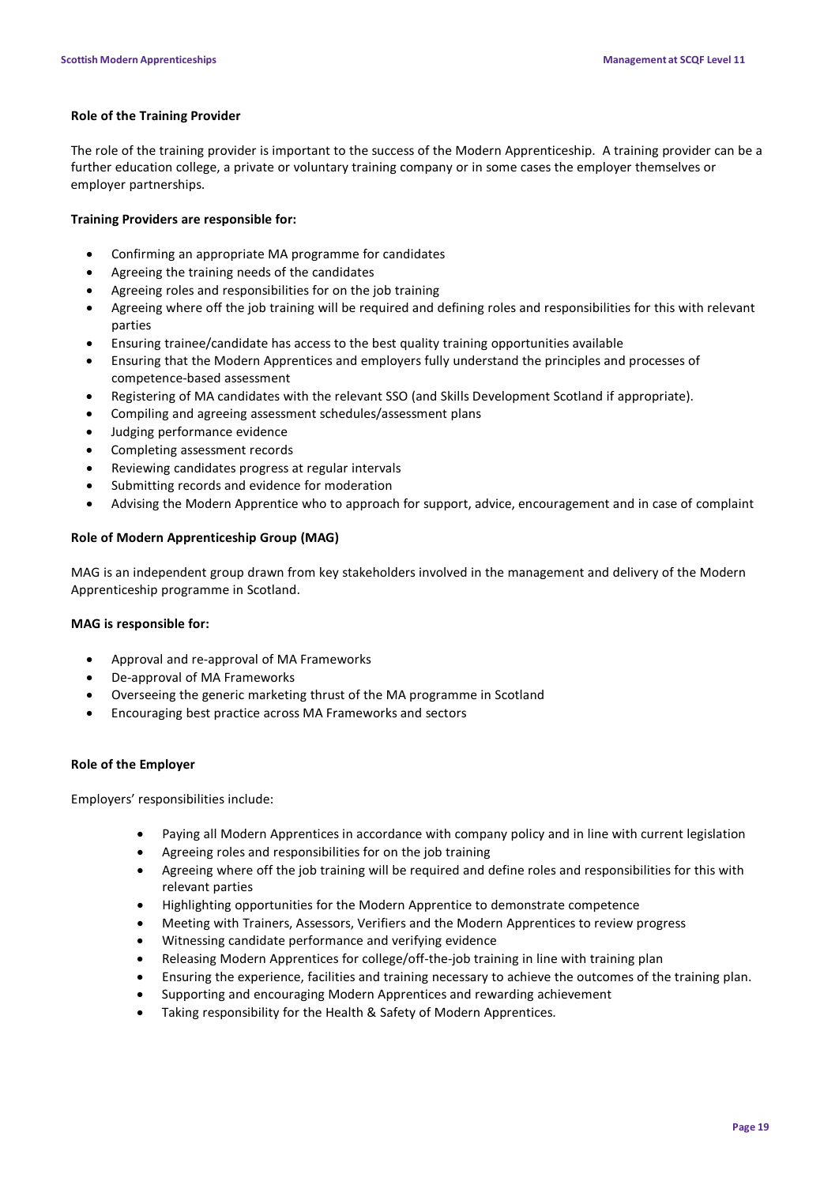**Role of the Training Provider**

The role of the training provider is important to the success of the Modern Apprenticeship. A training provider can be a further education college, a private or voluntary training company or in some cases the employer themselves or employer partnerships.

**Training Providers are responsible for:**

- Confirming an appropriate MA programme for candidates
- Agreeing the training needs of the candidates
- Agreeing roles and responsibilities for on the job training
- Agreeing where off the job training will be required and defining roles and responsibilities for this with relevant parties
- Ensuring trainee/candidate has access to the best quality training opportunities available
- Ensuring that the Modern Apprentices and employers fully understand the principles and processes of competence-based assessment
- Registering of MA candidates with the relevant SSO (and Skills Development Scotland if appropriate).
- Compiling and agreeing assessment schedules/assessment plans
- Judging performance evidence
- Completing assessment records
- Reviewing candidates progress at regular intervals
- Submitting records and evidence for moderation
- Advising the Modern Apprentice who to approach for support, advice, encouragement and in case of complaint

**Role of Modern Apprenticeship Group (MAG)**

MAG is an independent group drawn from key stakeholders involved in the management and delivery of the Modern Apprenticeship programme in Scotland.

**MAG is responsible for:**

- Approval and re-approval of MA Frameworks
- De-approval of MA Frameworks
- Overseeing the generic marketing thrust of the MA programme in Scotland
- Encouraging best practice across MA Frameworks and sectors

**Role of the Employer**

Employers' responsibilities include:

- Paying all Modern Apprentices in accordance with company policy and in line with current legislation
- Agreeing roles and responsibilities for on the job training
- Agreeing where off the job training will be required and define roles and responsibilities for this with relevant parties
- Highlighting opportunities for the Modern Apprentice to demonstrate competence
- Meeting with Trainers, Assessors, Verifiers and the Modern Apprentices to review progress
- Witnessing candidate performance and verifying evidence
- Releasing Modern Apprentices for college/off-the-job training in line with training plan
- Ensuring the experience, facilities and training necessary to achieve the outcomes of the training plan.
- Supporting and encouraging Modern Apprentices and rewarding achievement
- Taking responsibility for the Health & Safety of Modern Apprentices.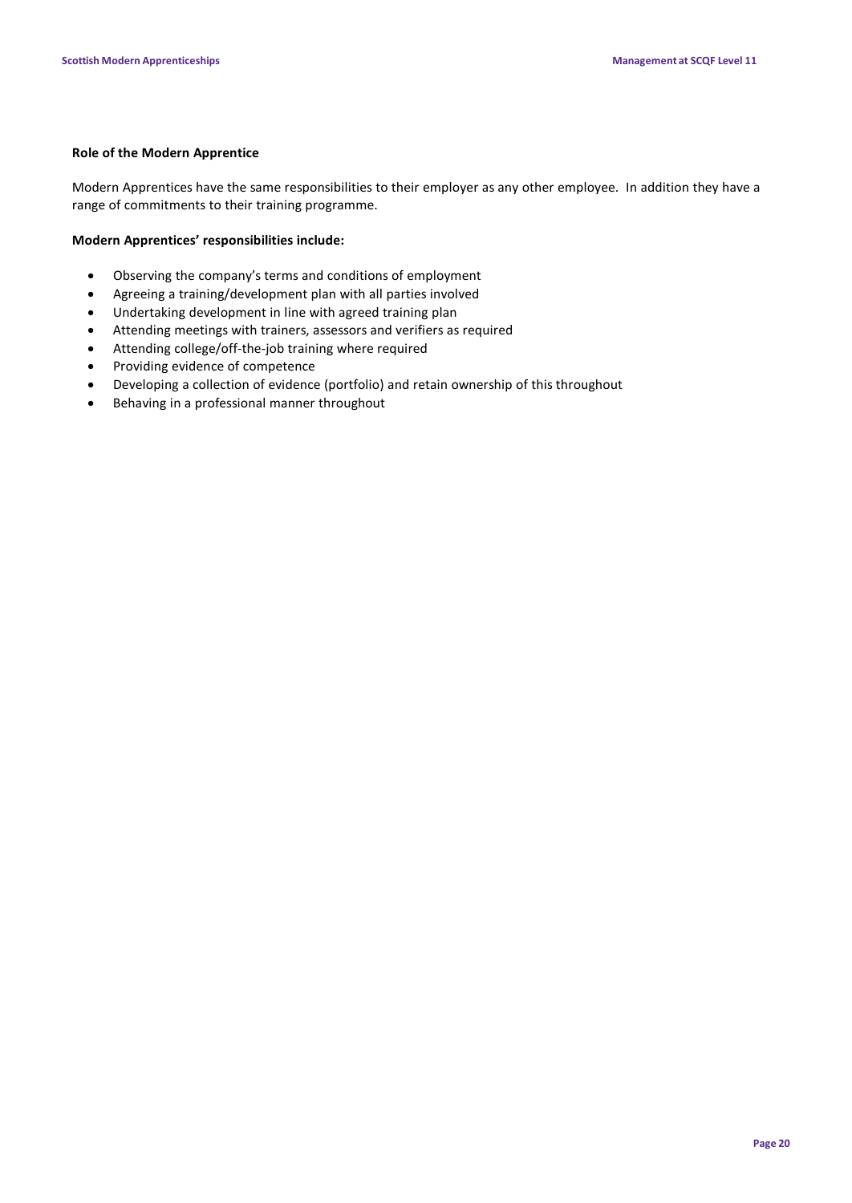### Role of the Modern Apprentice

Modern Apprentices have the same responsibilities to their employer as any other employee. In addition they have a range of commitments to their training programme.

**Modern Apprentices' responsibilities include:**

- Observing the company's terms and conditions of employment
- Agreeing a training/development plan with all parties involved
- Undertaking development in line with agreed training plan
- Attending meetings with trainers, assessors and verifiers as required
- Attending college/off-the-job training where required
- Providing evidence of competence
- Developing a collection of evidence (portfolio) and retain ownership of this throughout
- Behaving in a professional manner throughout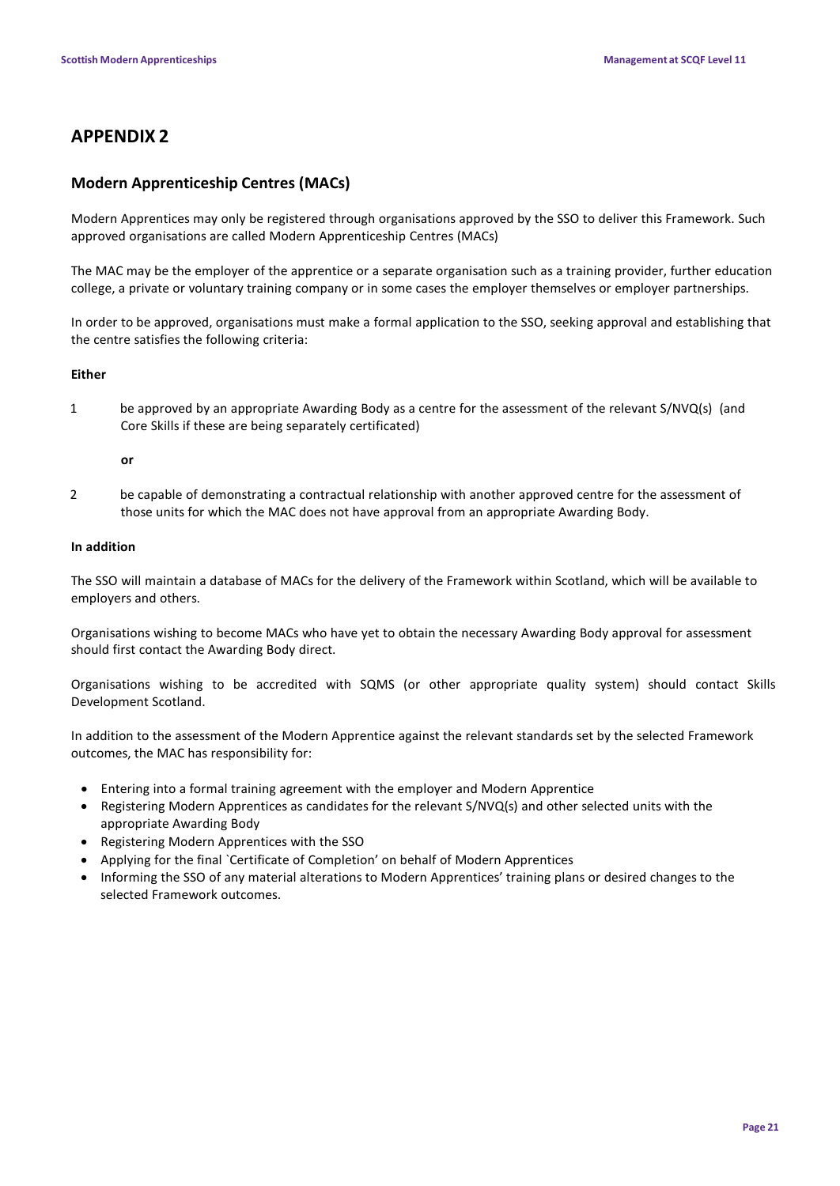# APPENDIX 2

## Modern Apprenticeship Centres (MACs)

Modern Apprentices may only be registered through organisations approved by the SSO to deliver this Framework. Such approved organisations are called Modern Apprenticeship Centres (MACs)

The MAC may be the employer of the apprentice or a separate organisation such as a training provider, further education college, a private or voluntary training company or in some cases the employer themselves or employer partnerships.

In order to be approved, organisations must make a formal application to the SSO, seeking approval and establishing that the centre satisfies the following criteria:

**Either**

1. be approved by an appropriate Awarding Body as a centre for the assessment of the relevant S/NVQ(s) (and Core Skills if these are being separately certificated)

   **or**

2. be capable of demonstrating a contractual relationship with another approved centre for the assessment of those units for which the MAC does not have approval from an appropriate Awarding Body.

**In addition**

The SSO will maintain a database of MACs for the delivery of the Framework within Scotland, which will be available to employers and others.

Organisations wishing to become MACs who have yet to obtain the necessary Awarding Body approval for assessment should first contact the Awarding Body direct.

Organisations wishing to be accredited with SQMS (or other appropriate quality system) should contact Skills Development Scotland.

In addition to the assessment of the Modern Apprentice against the relevant standards set by the selected Framework outcomes, the MAC has responsibility for:

- Entering into a formal training agreement with the employer and Modern Apprentice
- Registering Modern Apprentices as candidates for the relevant S/NVQ(s) and other selected units with the appropriate Awarding Body
- Registering Modern Apprentices with the SSO
- Applying for the final `Certificate of Completion' on behalf of Modern Apprentices
- Informing the SSO of any material alterations to Modern Apprentices' training plans or desired changes to the selected Framework outcomes.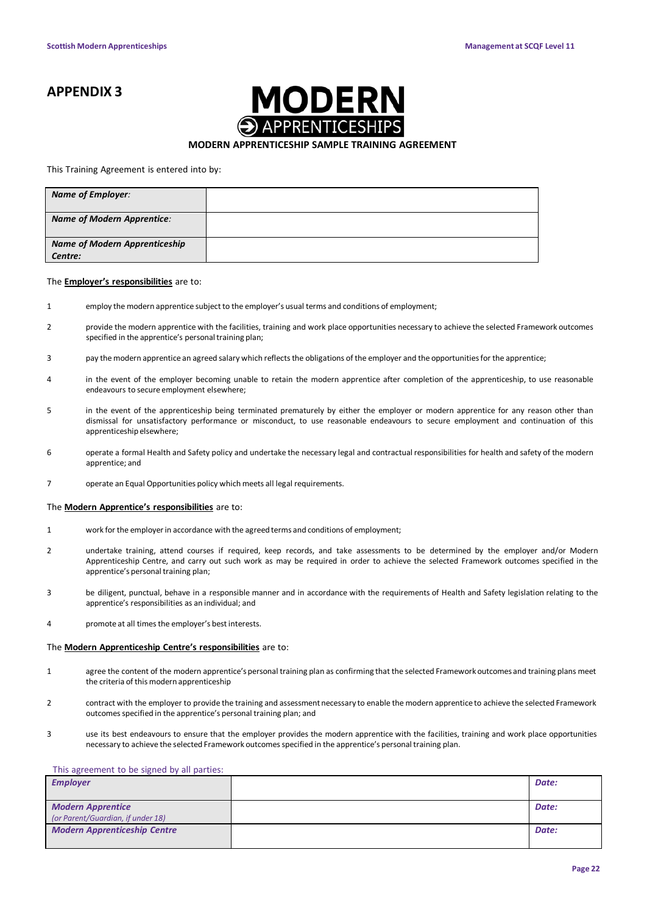# APPENDIX 3

MODERN APPRENTICESHIPS

**MODERN APPRENTICESHIP SAMPLE TRAINING AGREEMENT**

This Training Agreement is entered into by:

| | |
|---|---|
| ***Name of Employer:*** | |
| ***Name of Modern Apprentice:*** | |
| ***Name of Modern Apprenticeship Centre:*** | |

The **Employer's responsibilities** are to:

1 employ the modern apprentice subject to the employer's usual terms and conditions of employment;

2 provide the modern apprentice with the facilities, training and work place opportunities necessary to achieve the selected Framework outcomes specified in the apprentice's personal training plan;

3 pay the modern apprentice an agreed salary which reflects the obligations of the employer and the opportunities for the apprentice;

4 in the event of the employer becoming unable to retain the modern apprentice after completion of the apprenticeship, to use reasonable endeavours to secure employment elsewhere;

5 in the event of the apprenticeship being terminated prematurely by either the employer or modern apprentice for any reason other than dismissal for unsatisfactory performance or misconduct, to use reasonable endeavours to secure employment and continuation of this apprenticeship elsewhere;

6 operate a formal Health and Safety policy and undertake the necessary legal and contractual responsibilities for health and safety of the modern apprentice; and

7 operate an Equal Opportunities policy which meets all legal requirements.

The **Modern Apprentice's responsibilities** are to:

1 work for the employer in accordance with the agreed terms and conditions of employment;

2 undertake training, attend courses if required, keep records, and take assessments to be determined by the employer and/or Modern Apprenticeship Centre, and carry out such work as may be required in order to achieve the selected Framework outcomes specified in the apprentice's personal training plan;

3 be diligent, punctual, behave in a responsible manner and in accordance with the requirements of Health and Safety legislation relating to the apprentice's responsibilities as an individual; and

4 promote at all times the employer's best interests.

The **Modern Apprenticeship Centre's responsibilities** are to:

1 agree the content of the modern apprentice's personal training plan as confirming that the selected Framework outcomes and training plans meet the criteria of this modern apprenticeship

2 contract with the employer to provide the training and assessment necessary to enable the modern apprentice to achieve the selected Framework outcomes specified in the apprentice's personal training plan; and

3 use its best endeavours to ensure that the employer provides the modern apprentice with the facilities, training and work place opportunities necessary to achieve the selected Framework outcomes specified in the apprentice's personal training plan.

This agreement to be signed by all parties:

| | | |
|---|---|---|
| ***Employer*** | | ***Date:*** |
| ***Modern Apprentice*** *(or Parent/Guardian, if under 18)* | | ***Date:*** |
| ***Modern Apprenticeship Centre*** | | ***Date:*** |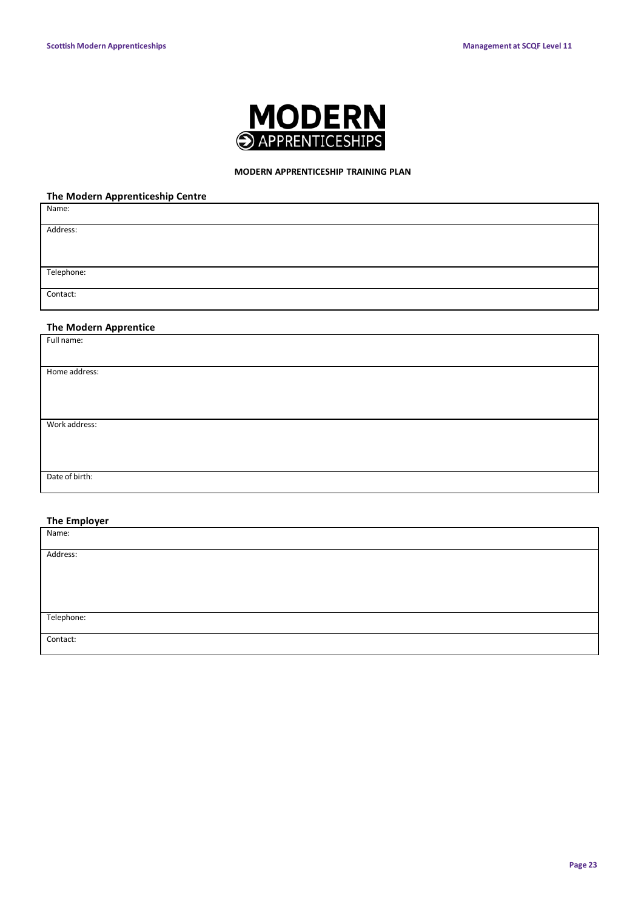MODERN APPRENTICESHIPS

**MODERN APPRENTICESHIP TRAINING PLAN**

### The Modern Apprenticeship Centre

| |
|---|
| Name: |
| Address: |
| Telephone: |
| Contact: |

### The Modern Apprentice

| |
|---|
| Full name: |
| Home address: |
| Work address: |
| Date of birth: |

### The Employer

| |
|---|
| Name: |
| Address: |
| Telephone: |
| Contact: |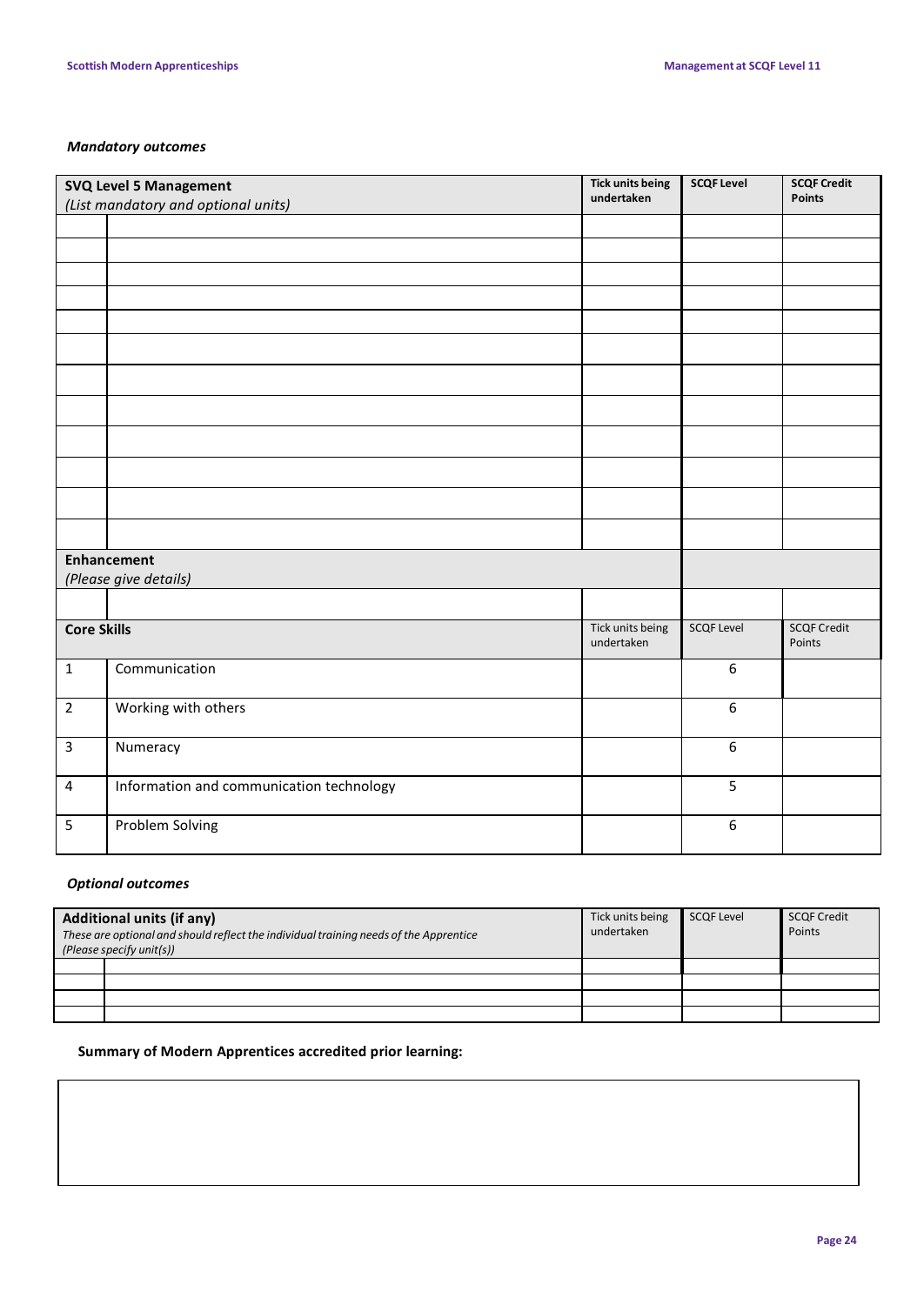### *Mandatory outcomes*

| **SVQ Level 5 Management** *(List mandatory and optional units)* | | **Tick units being undertaken** | **SCQF Level** | **SCQF Credit Points** |
|---|---|---|---|---|
| | | | | |
| | | | | |
| | | | | |
| | | | | |
| | | | | |
| | | | | |
| | | | | |
| | | | | |
| | | | | |
| | | | | |
| | | | | |
| | | | | |
| **Enhancement** *(Please give details)* | | | | |
| | | | | |
| **Core Skills** | | Tick units being undertaken | SCQF Level | SCQF Credit Points |
| 1 | Communication | | 6 | |
| 2 | Working with others | | 6 | |
| 3 | Numeracy | | 6 | |
| 4 | Information and communication technology | | 5 | |
| 5 | Problem Solving | | 6 | |

### *Optional outcomes*

| **Additional units (if any)** *These are optional and should reflect the individual training needs of the Apprentice (Please specify unit(s))* | | Tick units being undertaken | SCQF Level | SCQF Credit Points |
|---|---|---|---|---|
| | | | | |
| | | | | |
| | | | | |
| | | | | |

**Summary of Modern Apprentices accredited prior learning:**

| |
|---|
| |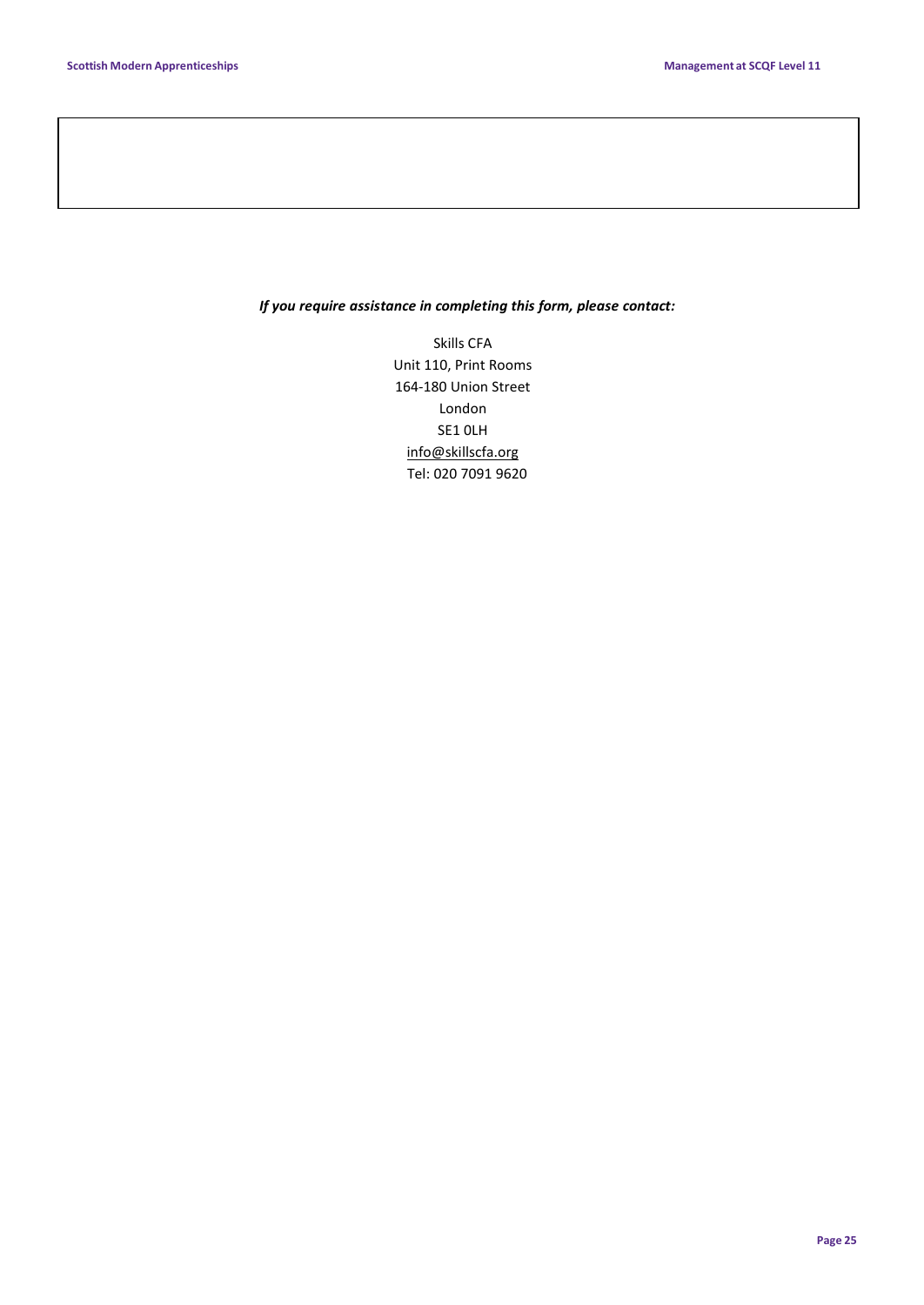*If you require assistance in completing this form, please contact:*

Skills CFA
Unit 110, Print Rooms
164-180 Union Street
London
SE1 0LH
info@skillscfa.org
Tel: 020 7091 9620